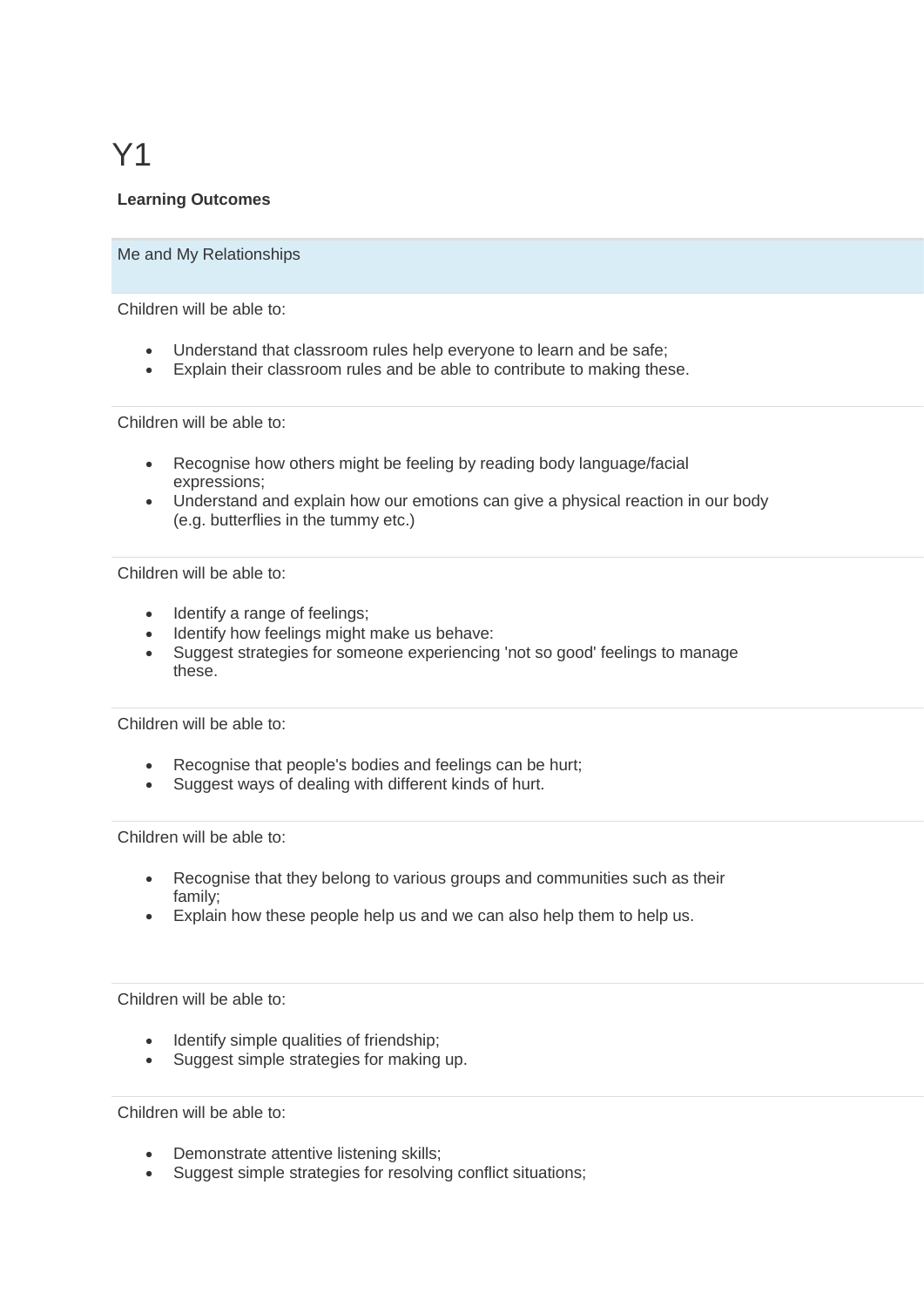# Y1

**Learning Outcomes**

| Me and My Relationships |
| --- |
| Children will be able to:<br>• Understand that classroom rules help everyone to learn and be safe;<br>• Explain their classroom rules and be able to contribute to making these. |
| Children will be able to:<br>• Recognise how others might be feeling by reading body language/facial expressions;<br>• Understand and explain how our emotions can give a physical reaction in our body (e.g. butterflies in the tummy etc.) |
| Children will be able to:<br>• Identify a range of feelings;<br>• Identify how feelings might make us behave:<br>• Suggest strategies for someone experiencing 'not so good' feelings to manage these. |
| Children will be able to:<br>• Recognise that people's bodies and feelings can be hurt;<br>• Suggest ways of dealing with different kinds of hurt. |
| Children will be able to:<br>• Recognise that they belong to various groups and communities such as their family;<br>• Explain how these people help us and we can also help them to help us. |
| Children will be able to:<br>• Identify simple qualities of friendship;<br>• Suggest simple strategies for making up. |
| Children will be able to:<br>• Demonstrate attentive listening skills;<br>• Suggest simple strategies for resolving conflict situations; |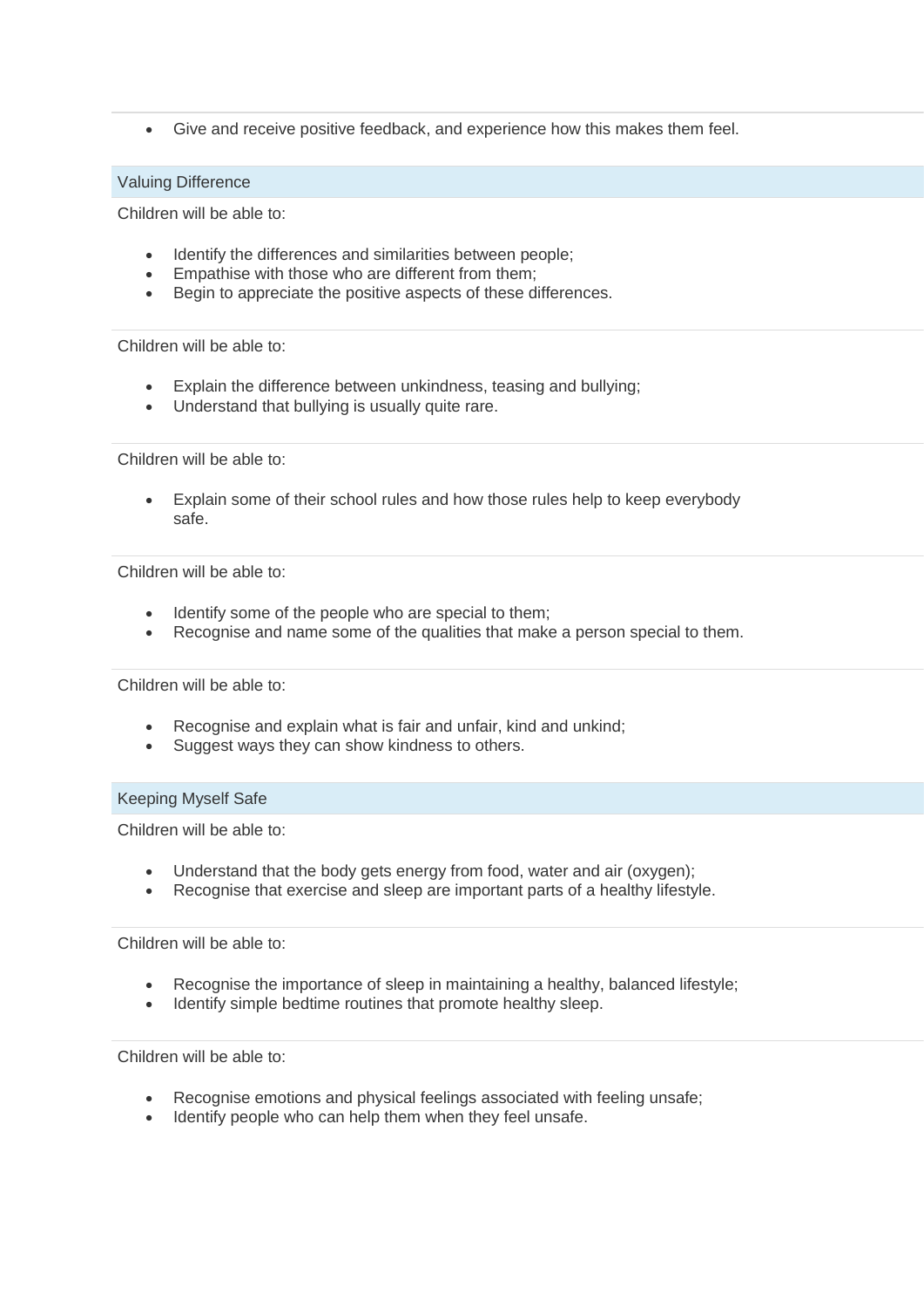- Give and receive positive feedback, and experience how this makes them feel.

## Valuing Difference

Children will be able to:

- Identify the differences and similarities between people;
- Empathise with those who are different from them;
- Begin to appreciate the positive aspects of these differences.

Children will be able to:

- Explain the difference between unkindness, teasing and bullying;
- Understand that bullying is usually quite rare.

Children will be able to:

- Explain some of their school rules and how those rules help to keep everybody safe.

Children will be able to:

- Identify some of the people who are special to them;
- Recognise and name some of the qualities that make a person special to them.

Children will be able to:

- Recognise and explain what is fair and unfair, kind and unkind;
- Suggest ways they can show kindness to others.

## Keeping Myself Safe

Children will be able to:

- Understand that the body gets energy from food, water and air (oxygen);
- Recognise that exercise and sleep are important parts of a healthy lifestyle.

Children will be able to:

- Recognise the importance of sleep in maintaining a healthy, balanced lifestyle;
- Identify simple bedtime routines that promote healthy sleep.

Children will be able to:

- Recognise emotions and physical feelings associated with feeling unsafe;
- Identify people who can help them when they feel unsafe.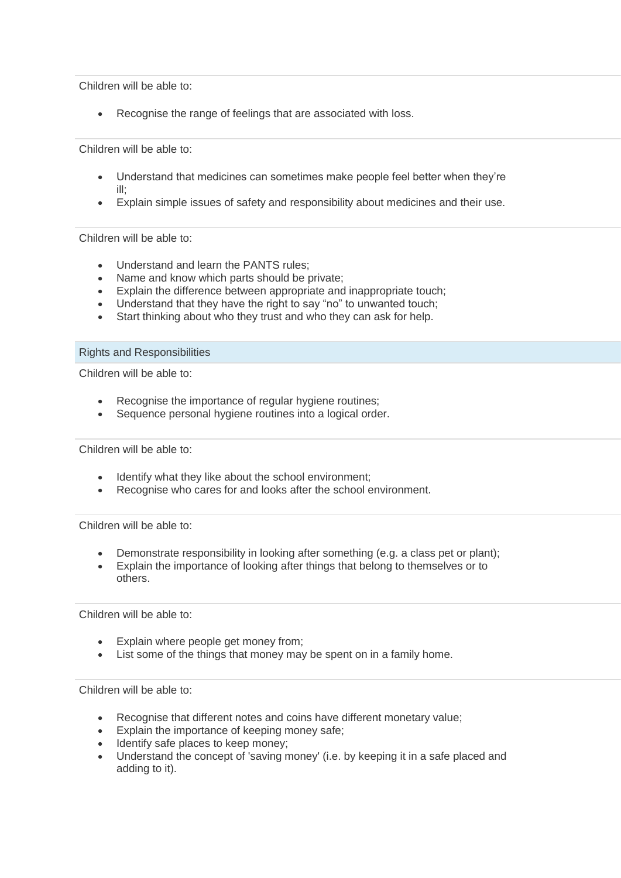Children will be able to:

- Recognise the range of feelings that are associated with loss.

Children will be able to:

- Understand that medicines can sometimes make people feel better when they're ill;
- Explain simple issues of safety and responsibility about medicines and their use.

Children will be able to:

- Understand and learn the PANTS rules;
- Name and know which parts should be private;
- Explain the difference between appropriate and inappropriate touch;
- Understand that they have the right to say "no" to unwanted touch;
- Start thinking about who they trust and who they can ask for help.

## Rights and Responsibilities

Children will be able to:

- Recognise the importance of regular hygiene routines;
- Sequence personal hygiene routines into a logical order.

Children will be able to:

- Identify what they like about the school environment;
- Recognise who cares for and looks after the school environment.

Children will be able to:

- Demonstrate responsibility in looking after something (e.g. a class pet or plant);
- Explain the importance of looking after things that belong to themselves or to others.

Children will be able to:

- Explain where people get money from;
- List some of the things that money may be spent on in a family home.

Children will be able to:

- Recognise that different notes and coins have different monetary value;
- Explain the importance of keeping money safe;
- Identify safe places to keep money;
- Understand the concept of 'saving money' (i.e. by keeping it in a safe placed and adding to it).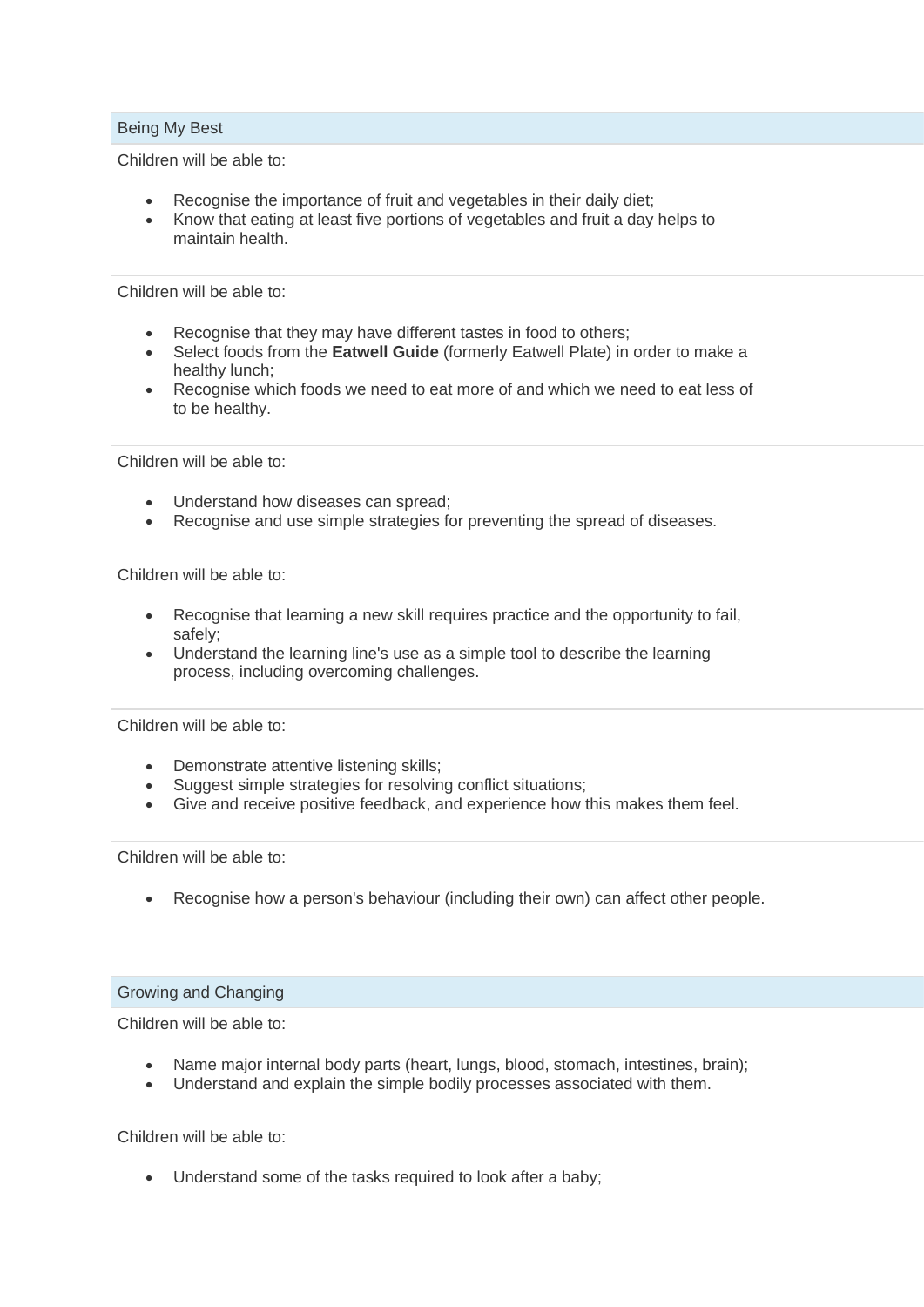## Being My Best

Children will be able to:

- Recognise the importance of fruit and vegetables in their daily diet;
- Know that eating at least five portions of vegetables and fruit a day helps to maintain health.

Children will be able to:

- Recognise that they may have different tastes in food to others;
- Select foods from the **Eatwell Guide** (formerly Eatwell Plate) in order to make a healthy lunch;
- Recognise which foods we need to eat more of and which we need to eat less of to be healthy.

Children will be able to:

- Understand how diseases can spread;
- Recognise and use simple strategies for preventing the spread of diseases.

Children will be able to:

- Recognise that learning a new skill requires practice and the opportunity to fail, safely;
- Understand the learning line's use as a simple tool to describe the learning process, including overcoming challenges.

Children will be able to:

- Demonstrate attentive listening skills;
- Suggest simple strategies for resolving conflict situations;
- Give and receive positive feedback, and experience how this makes them feel.

Children will be able to:

- Recognise how a person's behaviour (including their own) can affect other people.

## Growing and Changing

Children will be able to:

- Name major internal body parts (heart, lungs, blood, stomach, intestines, brain);
- Understand and explain the simple bodily processes associated with them.

Children will be able to:

- Understand some of the tasks required to look after a baby;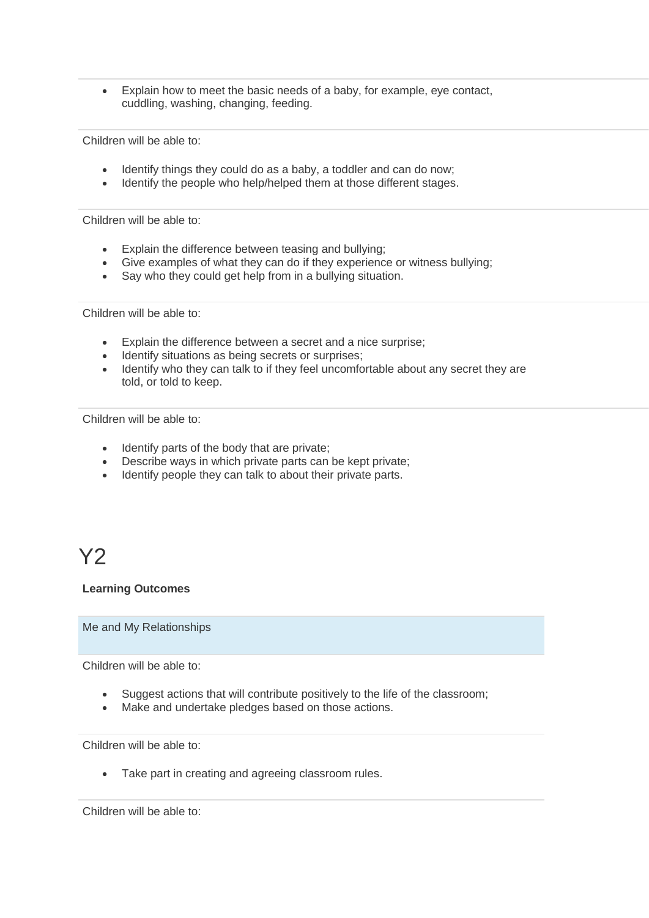- Explain how to meet the basic needs of a baby, for example, eye contact, cuddling, washing, changing, feeding.

Children will be able to:

- Identify things they could do as a baby, a toddler and can do now;
- Identify the people who help/helped them at those different stages.

Children will be able to:

- Explain the difference between teasing and bullying;
- Give examples of what they can do if they experience or witness bullying;
- Say who they could get help from in a bullying situation.

Children will be able to:

- Explain the difference between a secret and a nice surprise;
- Identify situations as being secrets or surprises;
- Identify who they can talk to if they feel uncomfortable about any secret they are told, or told to keep.

Children will be able to:

- Identify parts of the body that are private;
- Describe ways in which private parts can be kept private;
- Identify people they can talk to about their private parts.

# Y2

**Learning Outcomes**

Me and My Relationships

Children will be able to:

- Suggest actions that will contribute positively to the life of the classroom;
- Make and undertake pledges based on those actions.

Children will be able to:

- Take part in creating and agreeing classroom rules.

Children will be able to: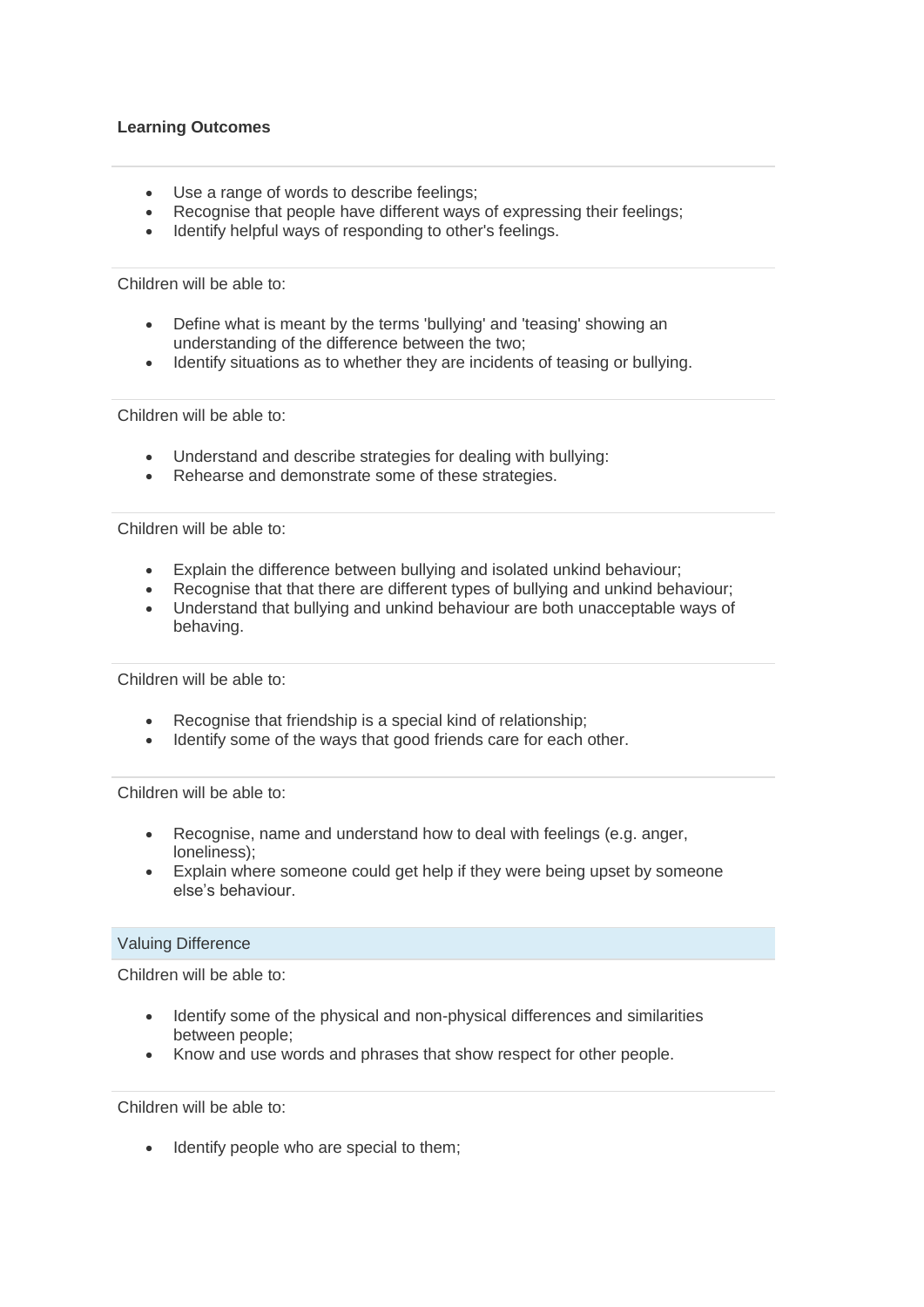**Learning Outcomes**

---

- Use a range of words to describe feelings;
- Recognise that people have different ways of expressing their feelings;
- Identify helpful ways of responding to other's feelings.

---

Children will be able to:

- Define what is meant by the terms 'bullying' and 'teasing' showing an understanding of the difference between the two;
- Identify situations as to whether they are incidents of teasing or bullying.

---

Children will be able to:

- Understand and describe strategies for dealing with bullying:
- Rehearse and demonstrate some of these strategies.

---

Children will be able to:

- Explain the difference between bullying and isolated unkind behaviour;
- Recognise that that there are different types of bullying and unkind behaviour;
- Understand that bullying and unkind behaviour are both unacceptable ways of behaving.

---

Children will be able to:

- Recognise that friendship is a special kind of relationship;
- Identify some of the ways that good friends care for each other.

---

Children will be able to:

- Recognise, name and understand how to deal with feelings (e.g. anger, loneliness);
- Explain where someone could get help if they were being upset by someone else's behaviour.

### Valuing Difference

Children will be able to:

- Identify some of the physical and non-physical differences and similarities between people;
- Know and use words and phrases that show respect for other people.

---

Children will be able to:

- Identify people who are special to them;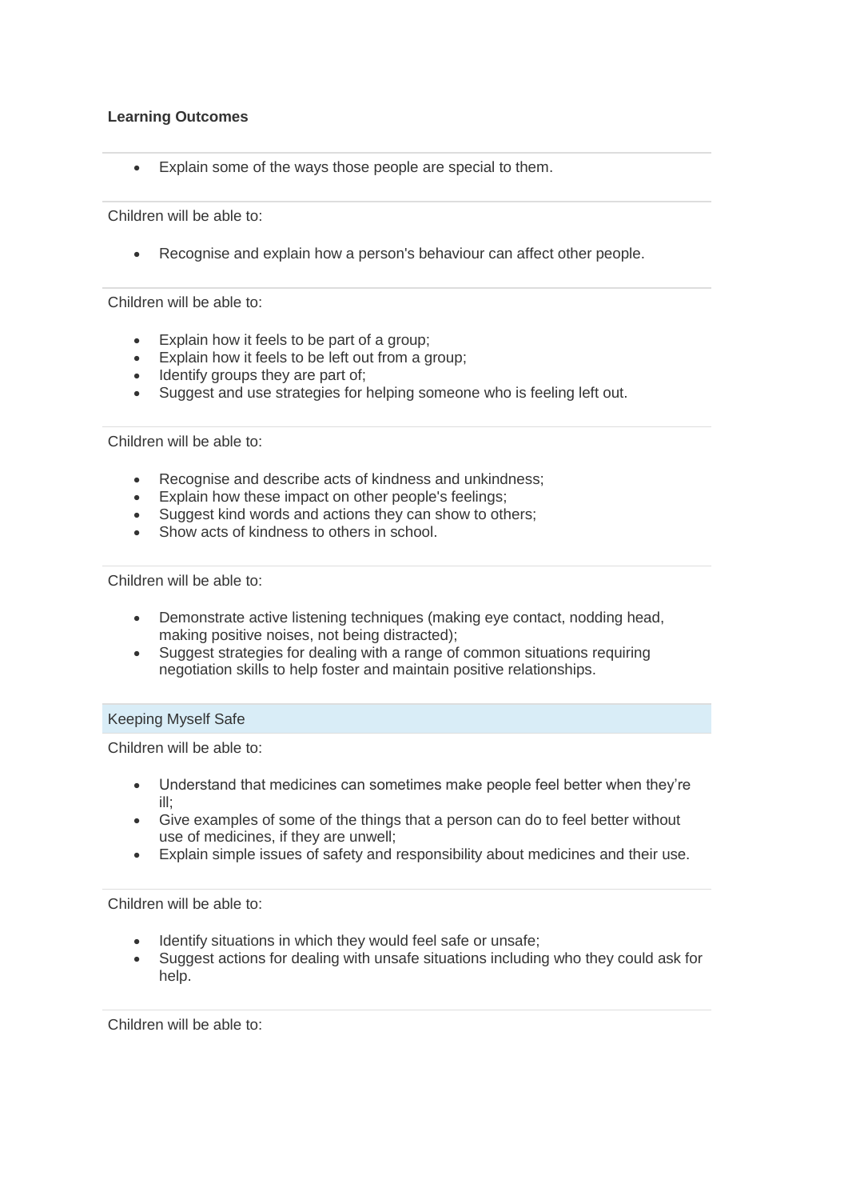**Learning Outcomes**

- Explain some of the ways those people are special to them.

Children will be able to:

- Recognise and explain how a person's behaviour can affect other people.

Children will be able to:

- Explain how it feels to be part of a group;
- Explain how it feels to be left out from a group;
- Identify groups they are part of;
- Suggest and use strategies for helping someone who is feeling left out.

Children will be able to:

- Recognise and describe acts of kindness and unkindness;
- Explain how these impact on other people's feelings;
- Suggest kind words and actions they can show to others;
- Show acts of kindness to others in school.

Children will be able to:

- Demonstrate active listening techniques (making eye contact, nodding head, making positive noises, not being distracted);
- Suggest strategies for dealing with a range of common situations requiring negotiation skills to help foster and maintain positive relationships.

Keeping Myself Safe

Children will be able to:

- Understand that medicines can sometimes make people feel better when they're ill;
- Give examples of some of the things that a person can do to feel better without use of medicines, if they are unwell;
- Explain simple issues of safety and responsibility about medicines and their use.

Children will be able to:

- Identify situations in which they would feel safe or unsafe;
- Suggest actions for dealing with unsafe situations including who they could ask for help.

Children will be able to: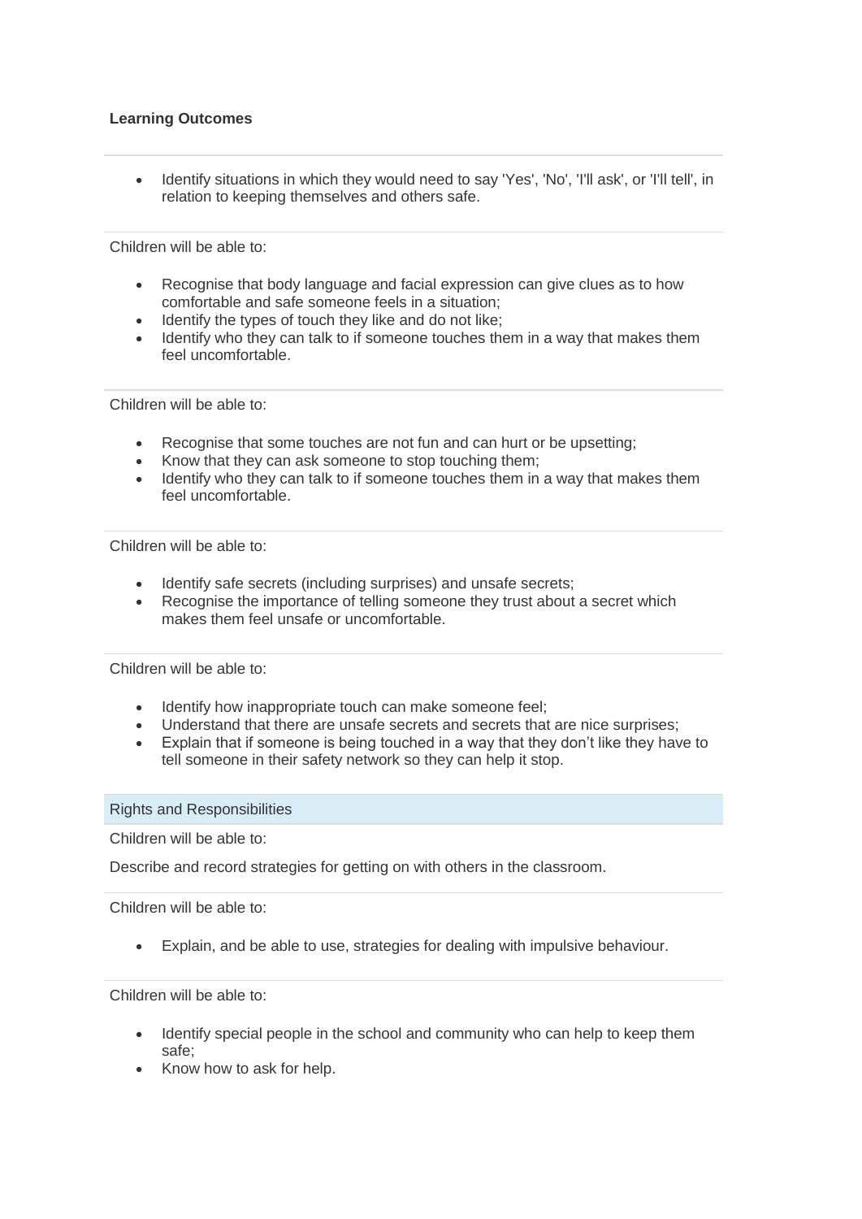**Learning Outcomes**

- Identify situations in which they would need to say 'Yes', 'No', 'I'll ask', or 'I'll tell', in relation to keeping themselves and others safe.

Children will be able to:

- Recognise that body language and facial expression can give clues as to how comfortable and safe someone feels in a situation;
- Identify the types of touch they like and do not like;
- Identify who they can talk to if someone touches them in a way that makes them feel uncomfortable.

Children will be able to:

- Recognise that some touches are not fun and can hurt or be upsetting;
- Know that they can ask someone to stop touching them;
- Identify who they can talk to if someone touches them in a way that makes them feel uncomfortable.

Children will be able to:

- Identify safe secrets (including surprises) and unsafe secrets;
- Recognise the importance of telling someone they trust about a secret which makes them feel unsafe or uncomfortable.

Children will be able to:

- Identify how inappropriate touch can make someone feel;
- Understand that there are unsafe secrets and secrets that are nice surprises;
- Explain that if someone is being touched in a way that they don't like they have to tell someone in their safety network so they can help it stop.

Rights and Responsibilities

Children will be able to:

Describe and record strategies for getting on with others in the classroom.

Children will be able to:

- Explain, and be able to use, strategies for dealing with impulsive behaviour.

Children will be able to:

- Identify special people in the school and community who can help to keep them safe;
- Know how to ask for help.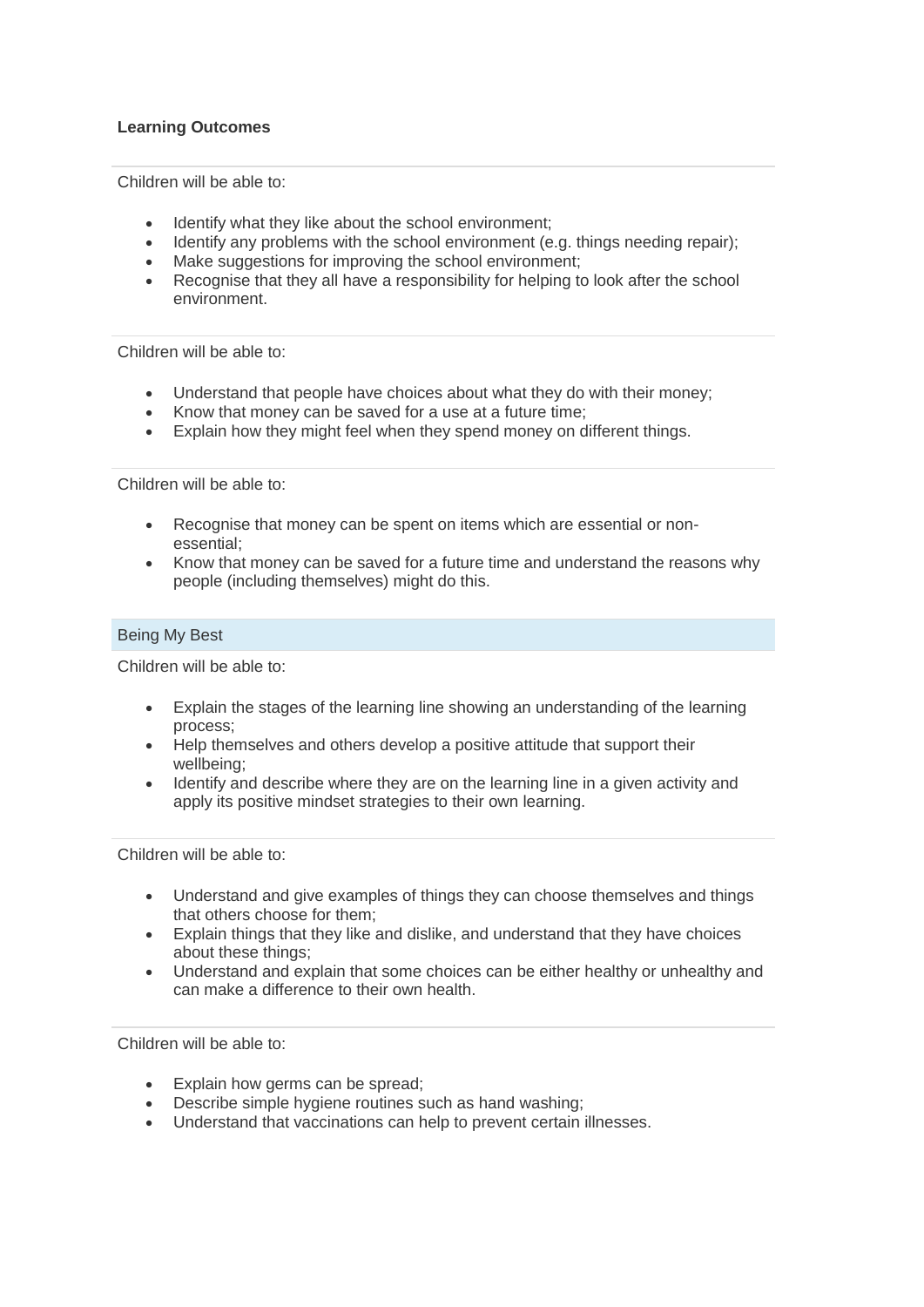**Learning Outcomes**

Children will be able to:

- Identify what they like about the school environment;
- Identify any problems with the school environment (e.g. things needing repair);
- Make suggestions for improving the school environment;
- Recognise that they all have a responsibility for helping to look after the school environment.

Children will be able to:

- Understand that people have choices about what they do with their money;
- Know that money can be saved for a use at a future time;
- Explain how they might feel when they spend money on different things.

Children will be able to:

- Recognise that money can be spent on items which are essential or non-essential;
- Know that money can be saved for a future time and understand the reasons why people (including themselves) might do this.

### Being My Best

Children will be able to:

- Explain the stages of the learning line showing an understanding of the learning process;
- Help themselves and others develop a positive attitude that support their wellbeing;
- Identify and describe where they are on the learning line in a given activity and apply its positive mindset strategies to their own learning.

Children will be able to:

- Understand and give examples of things they can choose themselves and things that others choose for them;
- Explain things that they like and dislike, and understand that they have choices about these things;
- Understand and explain that some choices can be either healthy or unhealthy and can make a difference to their own health.

Children will be able to:

- Explain how germs can be spread;
- Describe simple hygiene routines such as hand washing;
- Understand that vaccinations can help to prevent certain illnesses.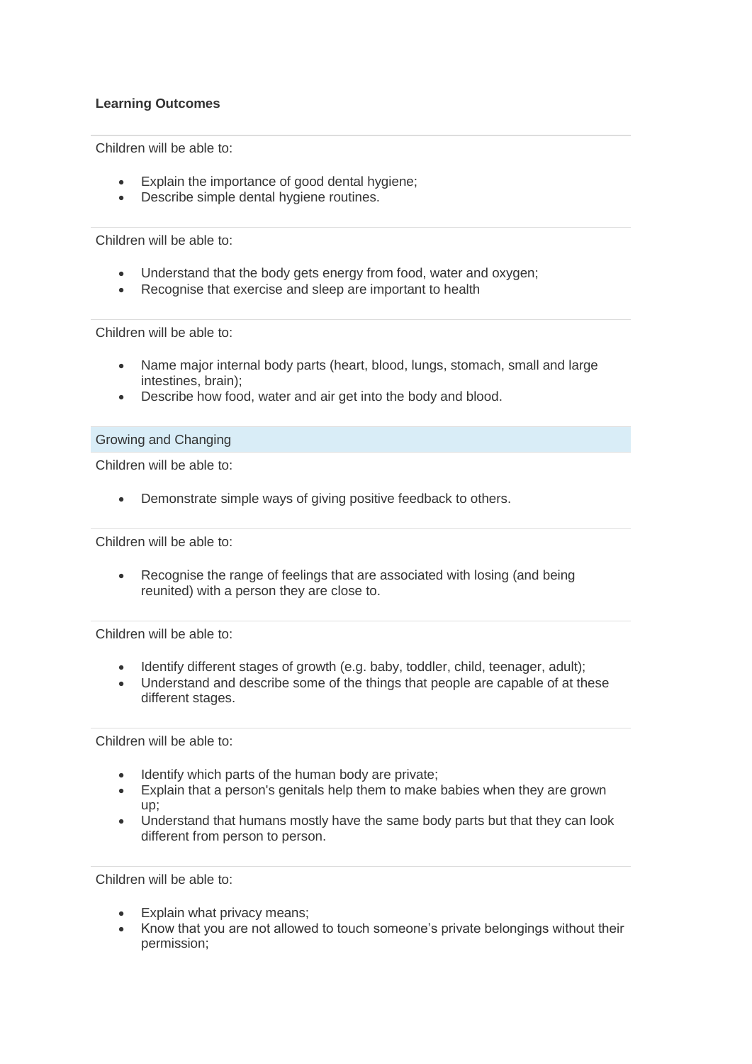**Learning Outcomes**

Children will be able to:

- Explain the importance of good dental hygiene;
- Describe simple dental hygiene routines.

Children will be able to:

- Understand that the body gets energy from food, water and oxygen;
- Recognise that exercise and sleep are important to health

Children will be able to:

- Name major internal body parts (heart, blood, lungs, stomach, small and large intestines, brain);
- Describe how food, water and air get into the body and blood.

### Growing and Changing

Children will be able to:

- Demonstrate simple ways of giving positive feedback to others.

Children will be able to:

- Recognise the range of feelings that are associated with losing (and being reunited) with a person they are close to.

Children will be able to:

- Identify different stages of growth (e.g. baby, toddler, child, teenager, adult);
- Understand and describe some of the things that people are capable of at these different stages.

Children will be able to:

- Identify which parts of the human body are private;
- Explain that a person's genitals help them to make babies when they are grown up;
- Understand that humans mostly have the same body parts but that they can look different from person to person.

Children will be able to:

- Explain what privacy means;
- Know that you are not allowed to touch someone's private belongings without their permission;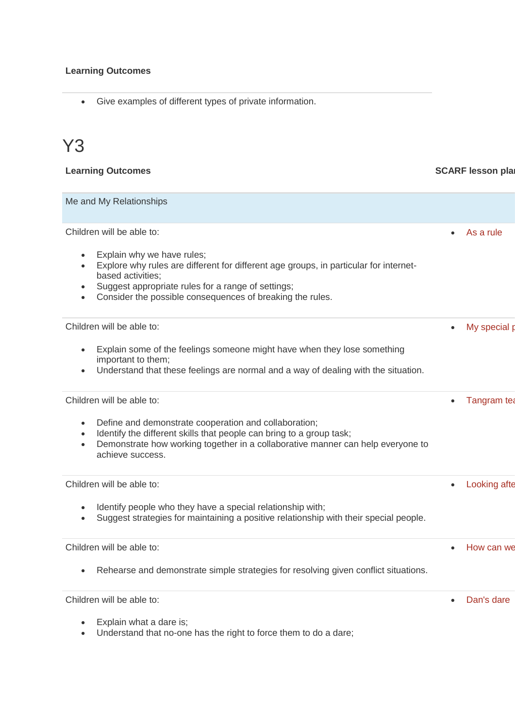**Learning Outcomes**

- Give examples of different types of private information.

# Y3

| Learning Outcomes | SCARF lesson plan |
|---|---|
| Me and My Relationships | |
| Children will be able to:<br><br>- Explain why we have rules;<br>- Explore why rules are different for different age groups, in particular for internet-based activities;<br>- Suggest appropriate rules for a range of settings;<br>- Consider the possible consequences of breaking the rules. | - As a rule |
| Children will be able to:<br><br>- Explain some of the feelings someone might have when they lose something important to them;<br>- Understand that these feelings are normal and a way of dealing with the situation. | - My special p |
| Children will be able to:<br><br>- Define and demonstrate cooperation and collaboration;<br>- Identify the different skills that people can bring to a group task;<br>- Demonstrate how working together in a collaborative manner can help everyone to achieve success. | - Tangram tea |
| Children will be able to:<br><br>- Identify people who they have a special relationship with;<br>- Suggest strategies for maintaining a positive relationship with their special people. | - Looking afte |
| Children will be able to:<br><br>- Rehearse and demonstrate simple strategies for resolving given conflict situations. | - How can we |
| Children will be able to:<br><br>- Explain what a dare is;<br>- Understand that no-one has the right to force them to do a dare; | - Dan's dare |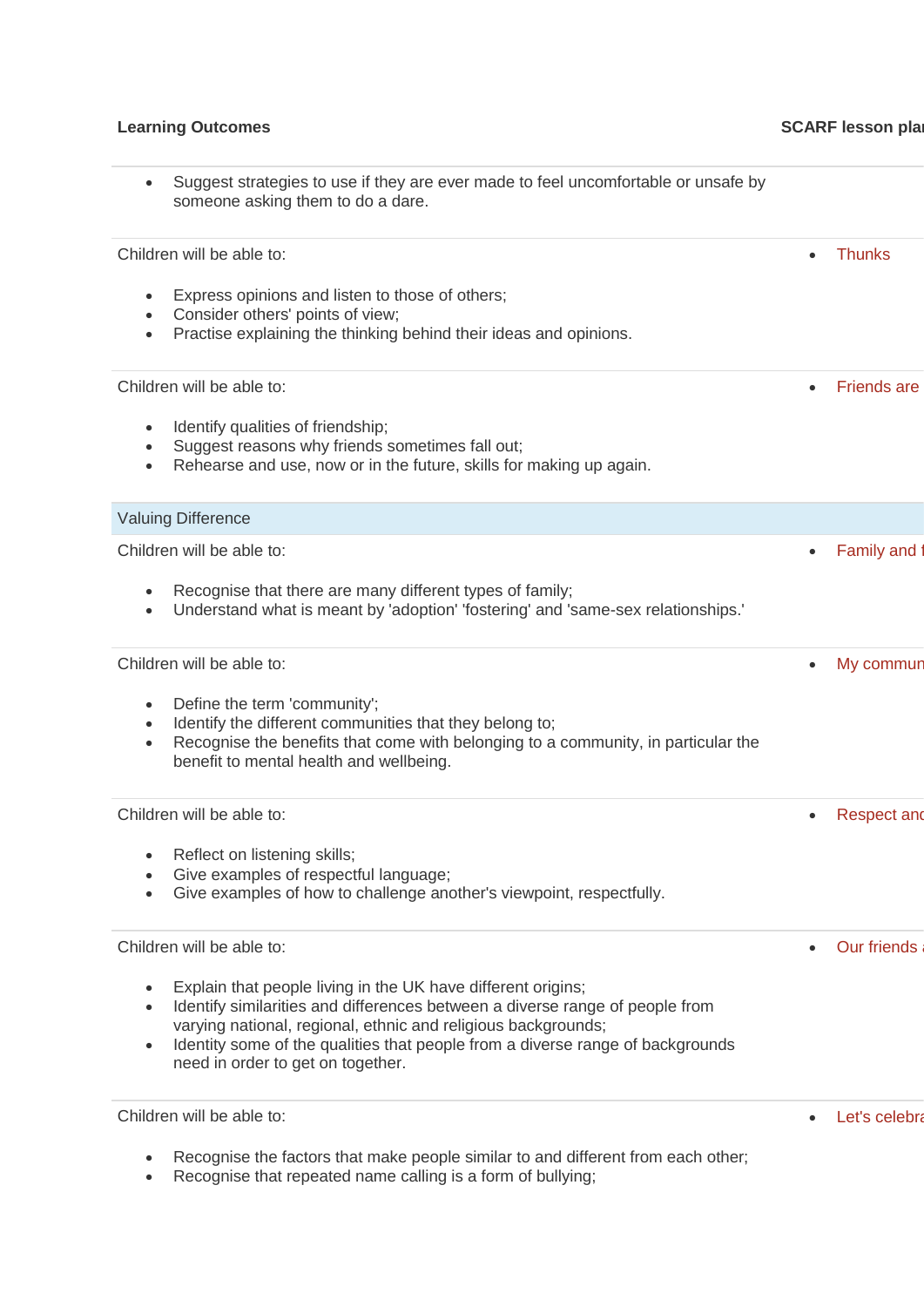| Learning Outcomes | SCARF lesson plan |
|---|---|
| • Suggest strategies to use if they are ever made to feel uncomfortable or unsafe by someone asking them to do a dare. | |
| Children will be able to:<br><br>• Express opinions and listen to those of others;<br>• Consider others' points of view;<br>• Practise explaining the thinking behind their ideas and opinions. | • Thunks |
| Children will be able to:<br><br>• Identify qualities of friendship;<br>• Suggest reasons why friends sometimes fall out;<br>• Rehearse and use, now or in the future, skills for making up again. | • Friends are |
| Valuing Difference | |
| Children will be able to:<br><br>• Recognise that there are many different types of family;<br>• Understand what is meant by 'adoption' 'fostering' and 'same-sex relationships.' | • Family and f |
| Children will be able to:<br><br>• Define the term 'community';<br>• Identify the different communities that they belong to;<br>• Recognise the benefits that come with belonging to a community, in particular the benefit to mental health and wellbeing. | • My commun |
| Children will be able to:<br><br>• Reflect on listening skills;<br>• Give examples of respectful language;<br>• Give examples of how to challenge another's viewpoint, respectfully. | • Respect and |
| Children will be able to:<br><br>• Explain that people living in the UK have different origins;<br>• Identify similarities and differences between a diverse range of people from varying national, regional, ethnic and religious backgrounds;<br>• Identity some of the qualities that people from a diverse range of backgrounds need in order to get on together. | • Our friends a |
| Children will be able to:<br><br>• Recognise the factors that make people similar to and different from each other;<br>• Recognise that repeated name calling is a form of bullying; | • Let's celebra |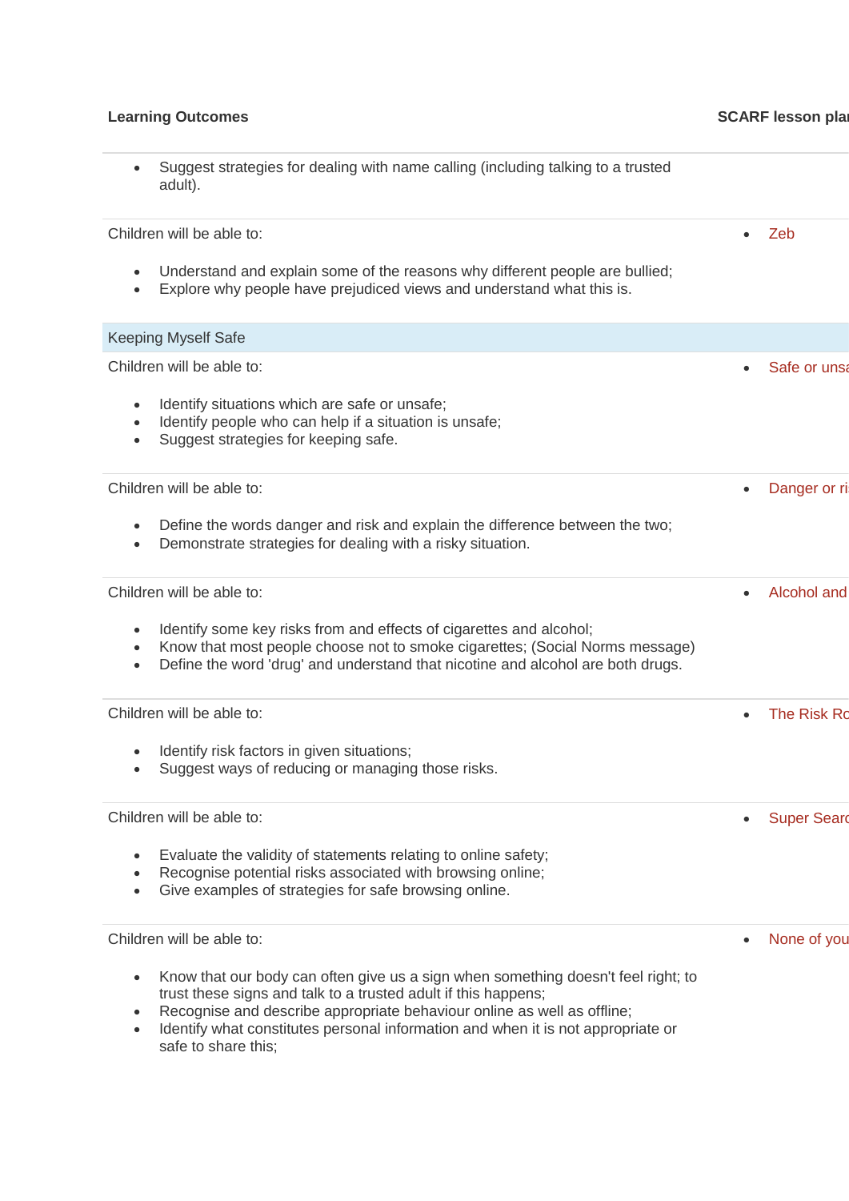| Learning Outcomes | SCARF lesson plan |
| --- | --- |
| • Suggest strategies for dealing with name calling (including talking to a trusted adult). | |
| Children will be able to:<br><br>• Understand and explain some of the reasons why different people are bullied;<br>• Explore why people have prejudiced views and understand what this is. | • Zeb |
| Keeping Myself Safe | |
| Children will be able to:<br><br>• Identify situations which are safe or unsafe;<br>• Identify people who can help if a situation is unsafe;<br>• Suggest strategies for keeping safe. | • Safe or unsa |
| Children will be able to:<br><br>• Define the words danger and risk and explain the difference between the two;<br>• Demonstrate strategies for dealing with a risky situation. | • Danger or ri |
| Children will be able to:<br><br>• Identify some key risks from and effects of cigarettes and alcohol;<br>• Know that most people choose not to smoke cigarettes; (Social Norms message)<br>• Define the word 'drug' and understand that nicotine and alcohol are both drugs. | • Alcohol and |
| Children will be able to:<br><br>• Identify risk factors in given situations;<br>• Suggest ways of reducing or managing those risks. | • The Risk Ro |
| Children will be able to:<br><br>• Evaluate the validity of statements relating to online safety;<br>• Recognise potential risks associated with browsing online;<br>• Give examples of strategies for safe browsing online. | • Super Searc |
| Children will be able to:<br><br>• Know that our body can often give us a sign when something doesn't feel right; to trust these signs and talk to a trusted adult if this happens;<br>• Recognise and describe appropriate behaviour online as well as offline;<br>• Identify what constitutes personal information and when it is not appropriate or safe to share this; | • None of you |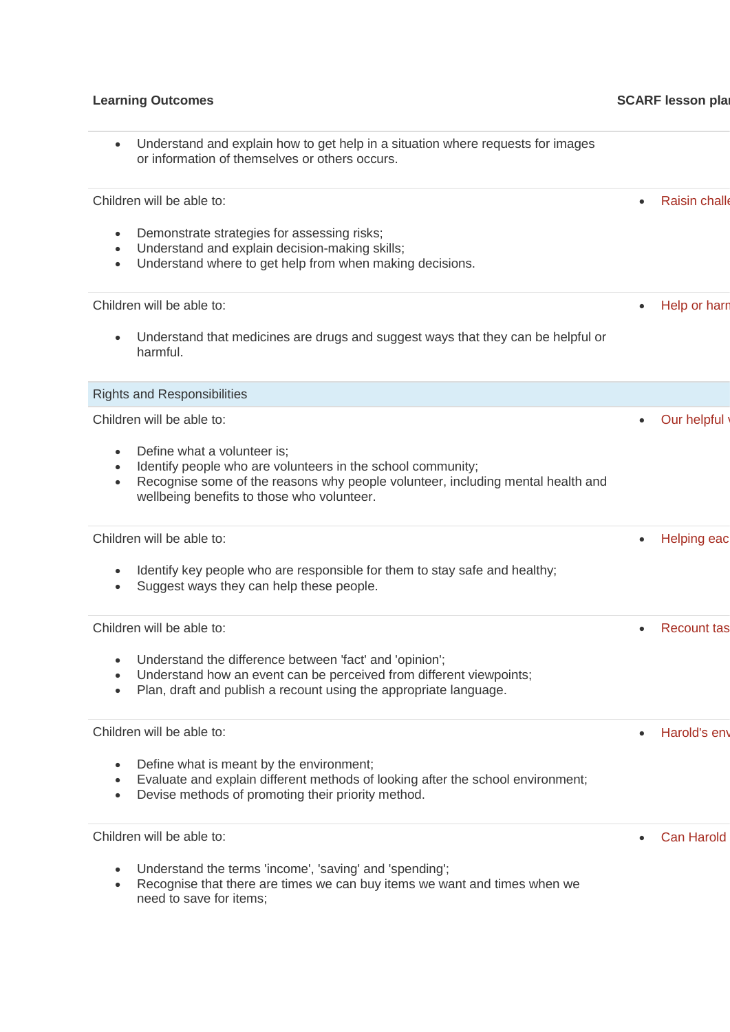| Learning Outcomes | SCARF lesson plan |
|---|---|
| <ul><li>Understand and explain how to get help in a situation where requests for images or information of themselves or others occurs.</li></ul> | |
| Children will be able to:<ul><li>Demonstrate strategies for assessing risks;</li><li>Understand and explain decision-making skills;</li><li>Understand where to get help from when making decisions.</li></ul> | <ul><li>Raisin challe</li></ul> |
| Children will be able to:<ul><li>Understand that medicines are drugs and suggest ways that they can be helpful or harmful.</li></ul> | <ul><li>Help or harn</li></ul> |
| **Rights and Responsibilities** | |
| Children will be able to:<ul><li>Define what a volunteer is;</li><li>Identify people who are volunteers in the school community;</li><li>Recognise some of the reasons why people volunteer, including mental health and wellbeing benefits to those who volunteer.</li></ul> | <ul><li>Our helpful v</li></ul> |
| Children will be able to:<ul><li>Identify key people who are responsible for them to stay safe and healthy;</li><li>Suggest ways they can help these people.</li></ul> | <ul><li>Helping eac</li></ul> |
| Children will be able to:<ul><li>Understand the difference between 'fact' and 'opinion';</li><li>Understand how an event can be perceived from different viewpoints;</li><li>Plan, draft and publish a recount using the appropriate language.</li></ul> | <ul><li>Recount tas</li></ul> |
| Children will be able to:<ul><li>Define what is meant by the environment;</li><li>Evaluate and explain different methods of looking after the school environment;</li><li>Devise methods of promoting their priority method.</li></ul> | <ul><li>Harold's env</li></ul> |
| Children will be able to:<ul><li>Understand the terms 'income', 'saving' and 'spending';</li><li>Recognise that there are times we can buy items we want and times when we need to save for items;</li></ul> | <ul><li>Can Harold</li></ul> |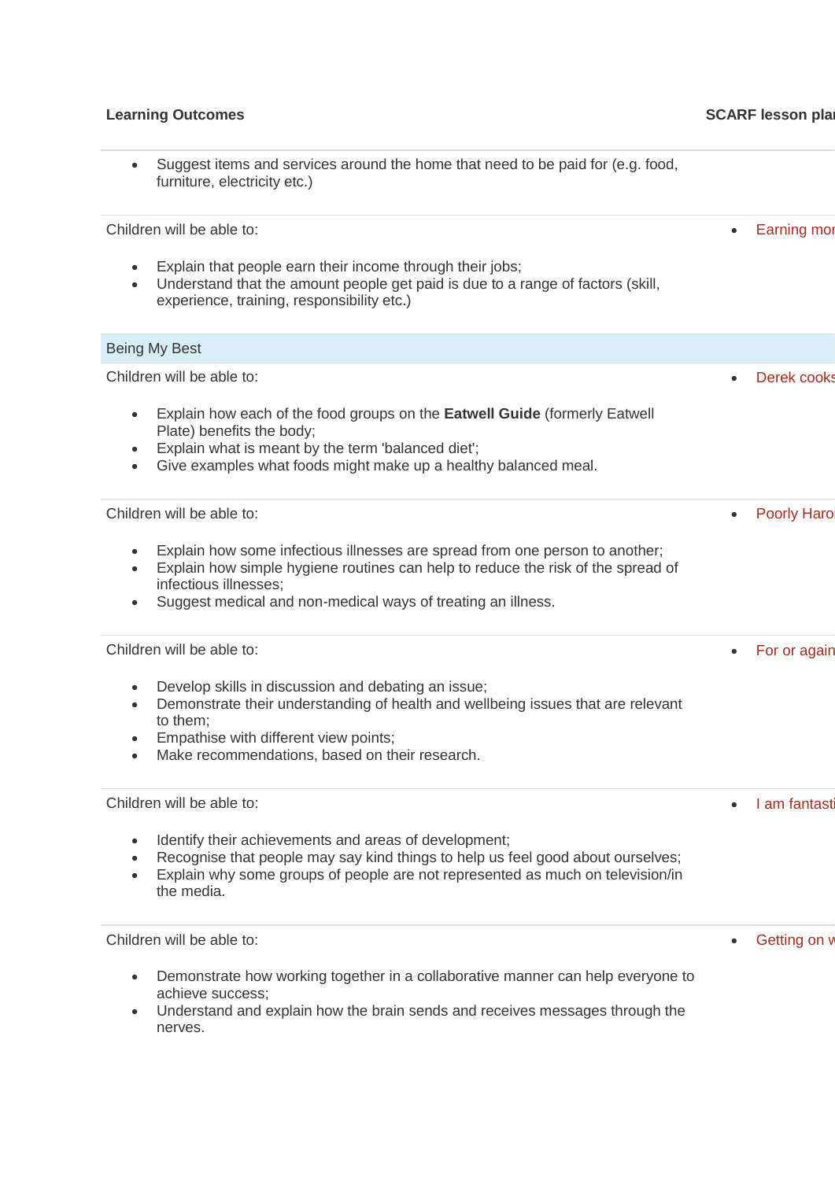| Learning Outcomes | SCARF lesson plan |
|---|---|
| • Suggest items and services around the home that need to be paid for (e.g. food, furniture, electricity etc.) | |
| Children will be able to:<br>• Explain that people earn their income through their jobs;<br>• Understand that the amount people get paid is due to a range of factors (skill, experience, training, responsibility etc.) | • Earning mon |
| Being My Best | |
| Children will be able to:<br>• Explain how each of the food groups on the **Eatwell Guide** (formerly Eatwell Plate) benefits the body;<br>• Explain what is meant by the term 'balanced diet';<br>• Give examples what foods might make up a healthy balanced meal. | • Derek cooks |
| Children will be able to:<br>• Explain how some infectious illnesses are spread from one person to another;<br>• Explain how simple hygiene routines can help to reduce the risk of the spread of infectious illnesses;<br>• Suggest medical and non-medical ways of treating an illness. | • Poorly Harol |
| Children will be able to:<br>• Develop skills in discussion and debating an issue;<br>• Demonstrate their understanding of health and wellbeing issues that are relevant to them;<br>• Empathise with different view points;<br>• Make recommendations, based on their research. | • For or again |
| Children will be able to:<br>• Identify their achievements and areas of development;<br>• Recognise that people may say kind things to help us feel good about ourselves;<br>• Explain why some groups of people are not represented as much on television/in the media. | • I am fantasti |
| Children will be able to:<br>• Demonstrate how working together in a collaborative manner can help everyone to achieve success;<br>• Understand and explain how the brain sends and receives messages through the nerves. | • Getting on w |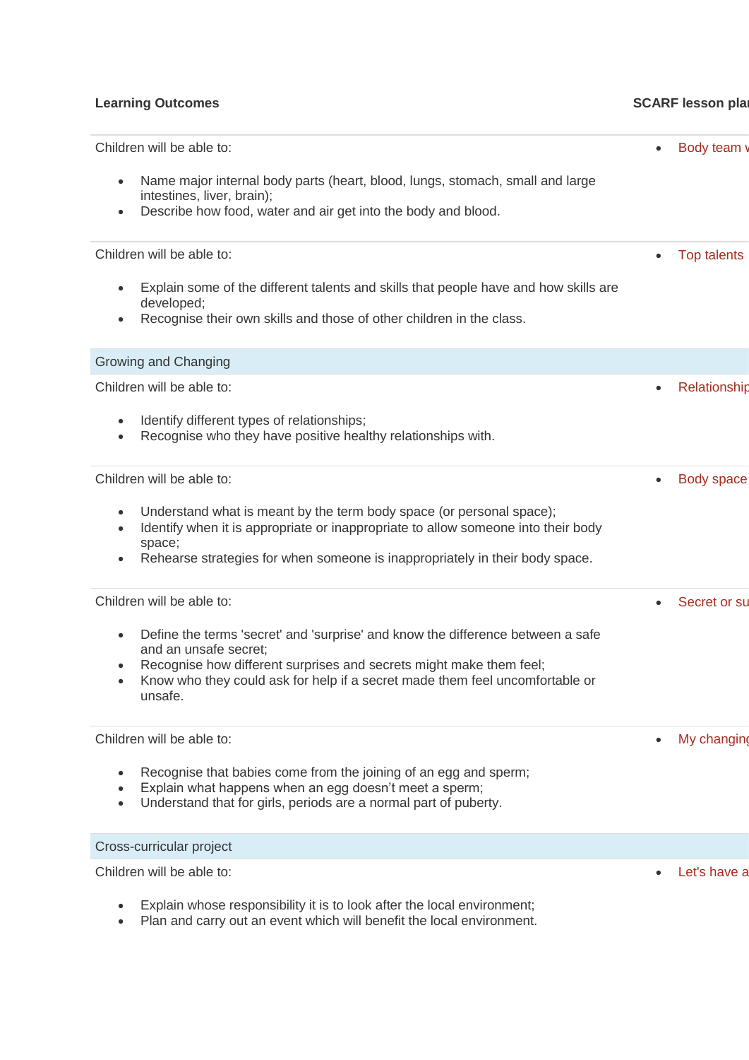| Learning Outcomes | SCARF lesson plan |
| --- | --- |
| Children will be able to:<br><br>• Name major internal body parts (heart, blood, lungs, stomach, small and large intestines, liver, brain);<br>• Describe how food, water and air get into the body and blood. | • Body team w |
| Children will be able to:<br><br>• Explain some of the different talents and skills that people have and how skills are developed;<br>• Recognise their own skills and those of other children in the class. | • Top talents |
| Growing and Changing | |
| Children will be able to:<br><br>• Identify different types of relationships;<br>• Recognise who they have positive healthy relationships with. | • Relationship |
| Children will be able to:<br><br>• Understand what is meant by the term body space (or personal space);<br>• Identify when it is appropriate or inappropriate to allow someone into their body space;<br>• Rehearse strategies for when someone is inappropriately in their body space. | • Body space |
| Children will be able to:<br><br>• Define the terms 'secret' and 'surprise' and know the difference between a safe and an unsafe secret;<br>• Recognise how different surprises and secrets might make them feel;<br>• Know who they could ask for help if a secret made them feel uncomfortable or unsafe. | • Secret or su |
| Children will be able to:<br><br>• Recognise that babies come from the joining of an egg and sperm;<br>• Explain what happens when an egg doesn't meet a sperm;<br>• Understand that for girls, periods are a normal part of puberty. | • My changing |
| Cross-curricular project | |
| Children will be able to:<br><br>• Explain whose responsibility it is to look after the local environment;<br>• Plan and carry out an event which will benefit the local environment. | • Let's have a |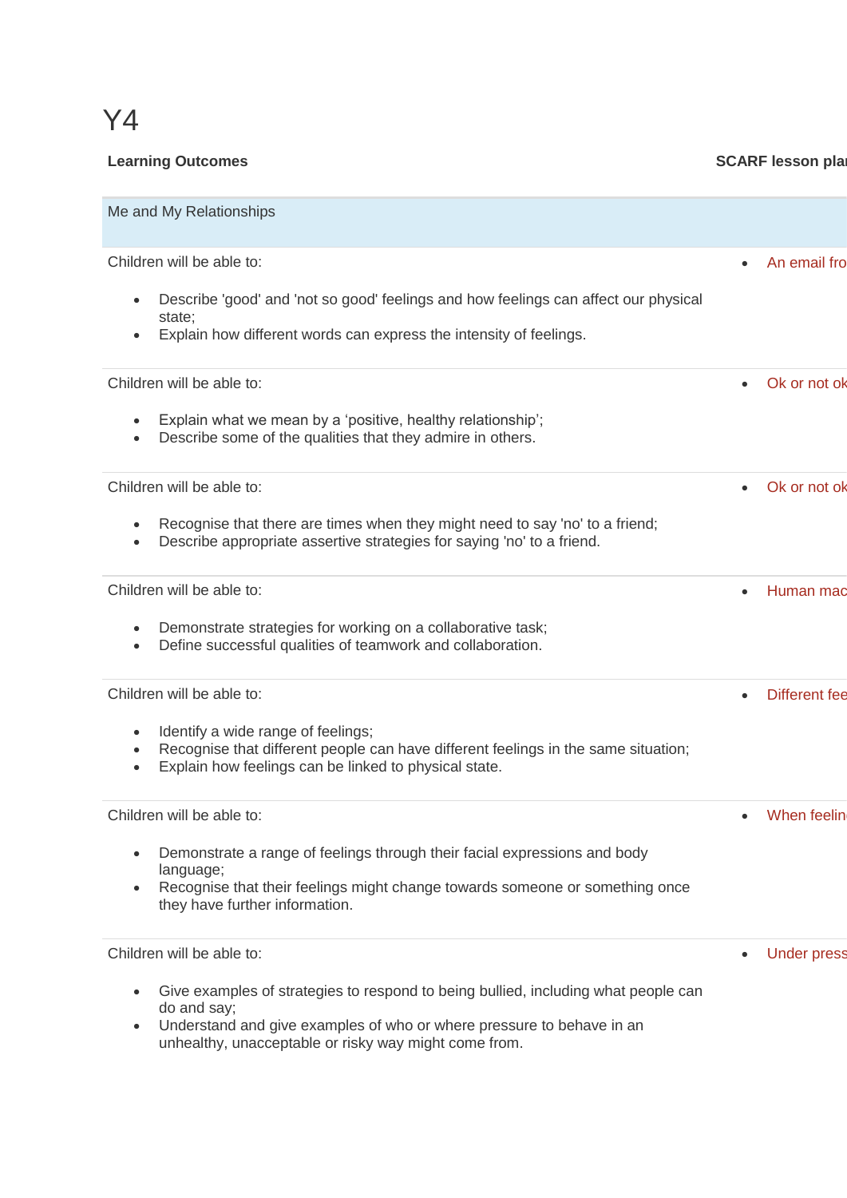# Y4

| Learning Outcomes | SCARF lesson pla |
|---|---|
| **Me and My Relationships** | |
| Children will be able to:<br><br>• Describe 'good' and 'not so good' feelings and how feelings can affect our physical state;<br>• Explain how different words can express the intensity of feelings. | • An email fro |
| Children will be able to:<br><br>• Explain what we mean by a 'positive, healthy relationship';<br>• Describe some of the qualities that they admire in others. | • Ok or not ok |
| Children will be able to:<br><br>• Recognise that there are times when they might need to say 'no' to a friend;<br>• Describe appropriate assertive strategies for saying 'no' to a friend. | • Ok or not ok |
| Children will be able to:<br><br>• Demonstrate strategies for working on a collaborative task;<br>• Define successful qualities of teamwork and collaboration. | • Human mac |
| Children will be able to:<br><br>• Identify a wide range of feelings;<br>• Recognise that different people can have different feelings in the same situation;<br>• Explain how feelings can be linked to physical state. | • Different fee |
| Children will be able to:<br><br>• Demonstrate a range of feelings through their facial expressions and body language;<br>• Recognise that their feelings might change towards someone or something once they have further information. | • When feelin |
| Children will be able to:<br><br>• Give examples of strategies to respond to being bullied, including what people can do and say;<br>• Understand and give examples of who or where pressure to behave in an unhealthy, unacceptable or risky way might come from. | • Under press |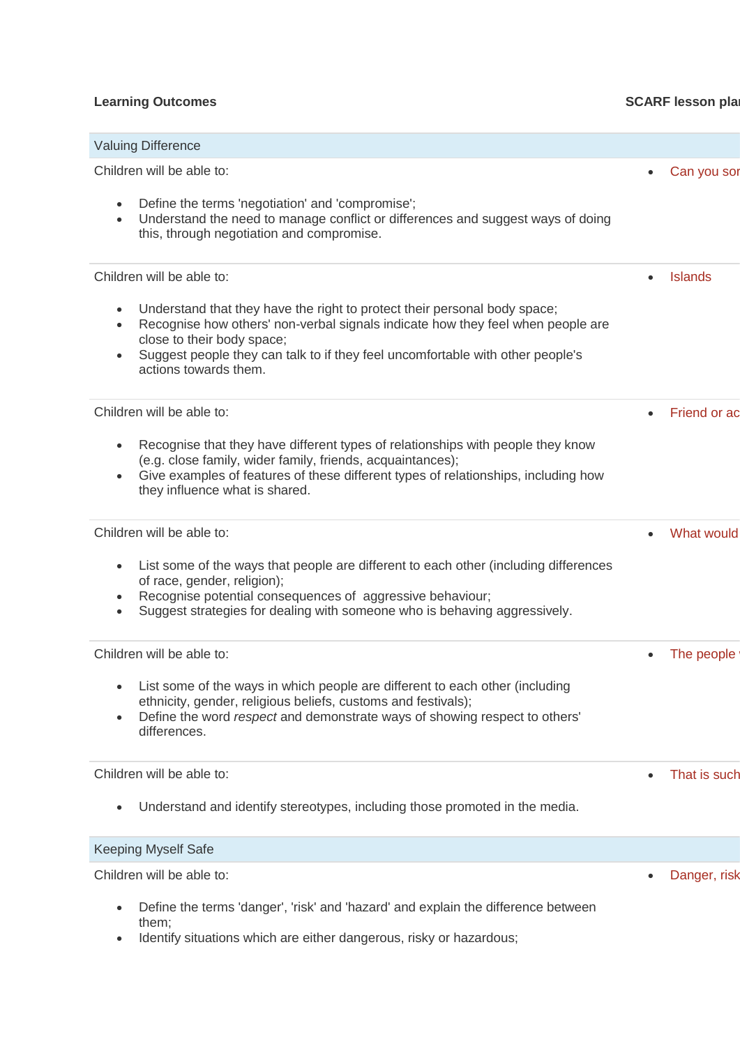| Learning Outcomes | SCARF lesson pla |
|---|---|
| **Valuing Difference** | |
| Children will be able to:<br><br>- Define the terms 'negotiation' and 'compromise';<br>- Understand the need to manage conflict or differences and suggest ways of doing this, through negotiation and compromise. | - Can you sor |
| Children will be able to:<br><br>- Understand that they have the right to protect their personal body space;<br>- Recognise how others' non-verbal signals indicate how they feel when people are close to their body space;<br>- Suggest people they can talk to if they feel uncomfortable with other people's actions towards them. | - Islands |
| Children will be able to:<br><br>- Recognise that they have different types of relationships with people they know (e.g. close family, wider family, friends, acquaintances);<br>- Give examples of features of these different types of relationships, including how they influence what is shared. | - Friend or ac |
| Children will be able to:<br><br>- List some of the ways that people are different to each other (including differences of race, gender, religion);<br>- Recognise potential consequences of aggressive behaviour;<br>- Suggest strategies for dealing with someone who is behaving aggressively. | - What would |
| Children will be able to:<br><br>- List some of the ways in which people are different to each other (including ethnicity, gender, religious beliefs, customs and festivals);<br>- Define the word *respect* and demonstrate ways of showing respect to others' differences. | - The people |
| Children will be able to:<br><br>- Understand and identify stereotypes, including those promoted in the media. | - That is such |
| **Keeping Myself Safe** | |
| Children will be able to:<br><br>- Define the terms 'danger', 'risk' and 'hazard' and explain the difference between them;<br>- Identify situations which are either dangerous, risky or hazardous; | - Danger, risk |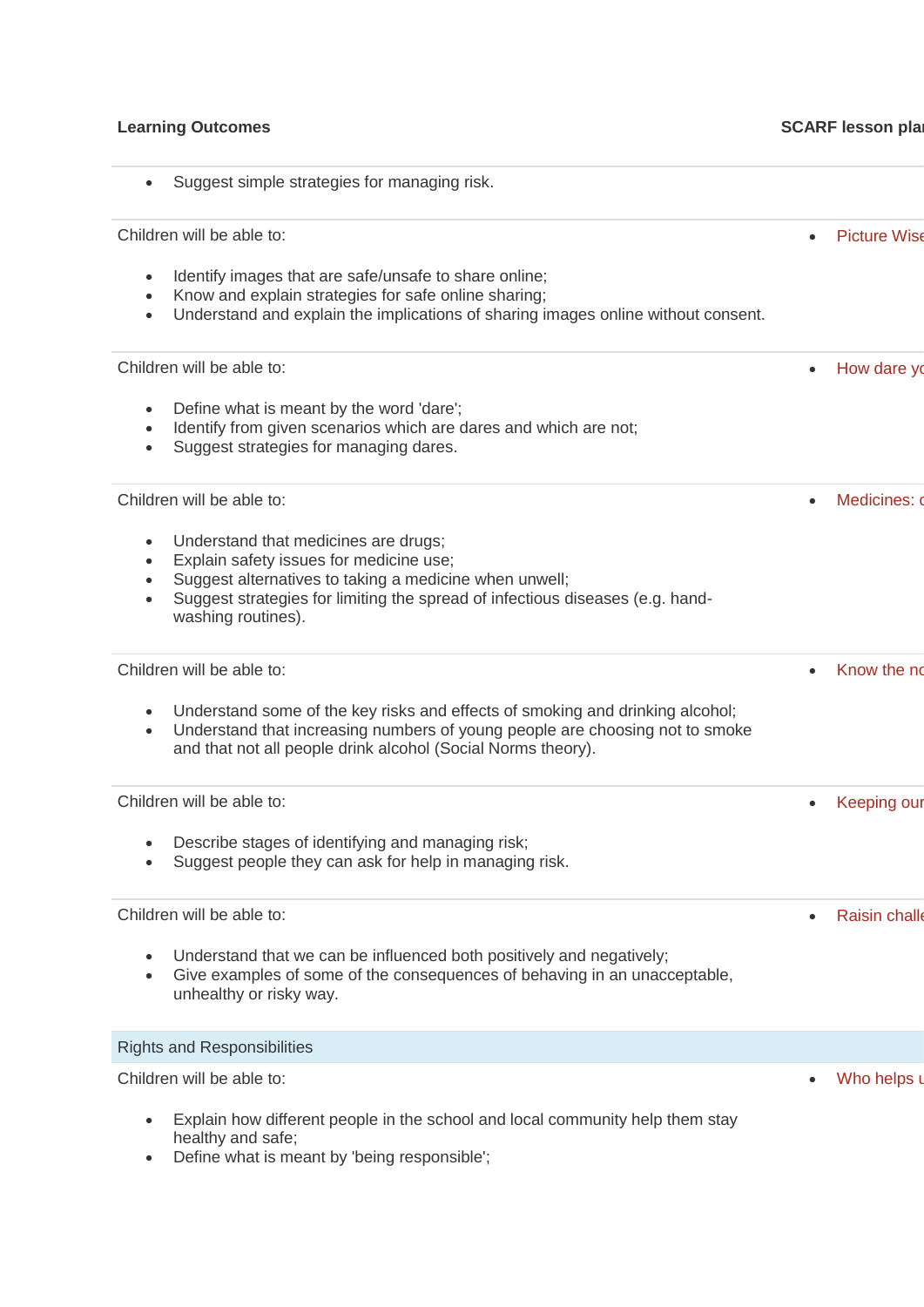| Learning Outcomes | SCARF lesson pla |
|---|---|
| • Suggest simple strategies for managing risk. | |
| Children will be able to:<br><br>• Identify images that are safe/unsafe to share online;<br>• Know and explain strategies for safe online sharing;<br>• Understand and explain the implications of sharing images online without consent. | • Picture Wise |
| Children will be able to:<br><br>• Define what is meant by the word 'dare';<br>• Identify from given scenarios which are dares and which are not;<br>• Suggest strategies for managing dares. | • How dare yo |
| Children will be able to:<br><br>• Understand that medicines are drugs;<br>• Explain safety issues for medicine use;<br>• Suggest alternatives to taking a medicine when unwell;<br>• Suggest strategies for limiting the spread of infectious diseases (e.g. hand-washing routines). | • Medicines: c |
| Children will be able to:<br><br>• Understand some of the key risks and effects of smoking and drinking alcohol;<br>• Understand that increasing numbers of young people are choosing not to smoke and that not all people drink alcohol (Social Norms theory). | • Know the no |
| Children will be able to:<br><br>• Describe stages of identifying and managing risk;<br>• Suggest people they can ask for help in managing risk. | • Keeping our |
| Children will be able to:<br><br>• Understand that we can be influenced both positively and negatively;<br>• Give examples of some of the consequences of behaving in an unacceptable, unhealthy or risky way. | • Raisin challe |
| **Rights and Responsibilities** | |
| Children will be able to:<br><br>• Explain how different people in the school and local community help them stay healthy and safe;<br>• Define what is meant by 'being responsible'; | • Who helps u |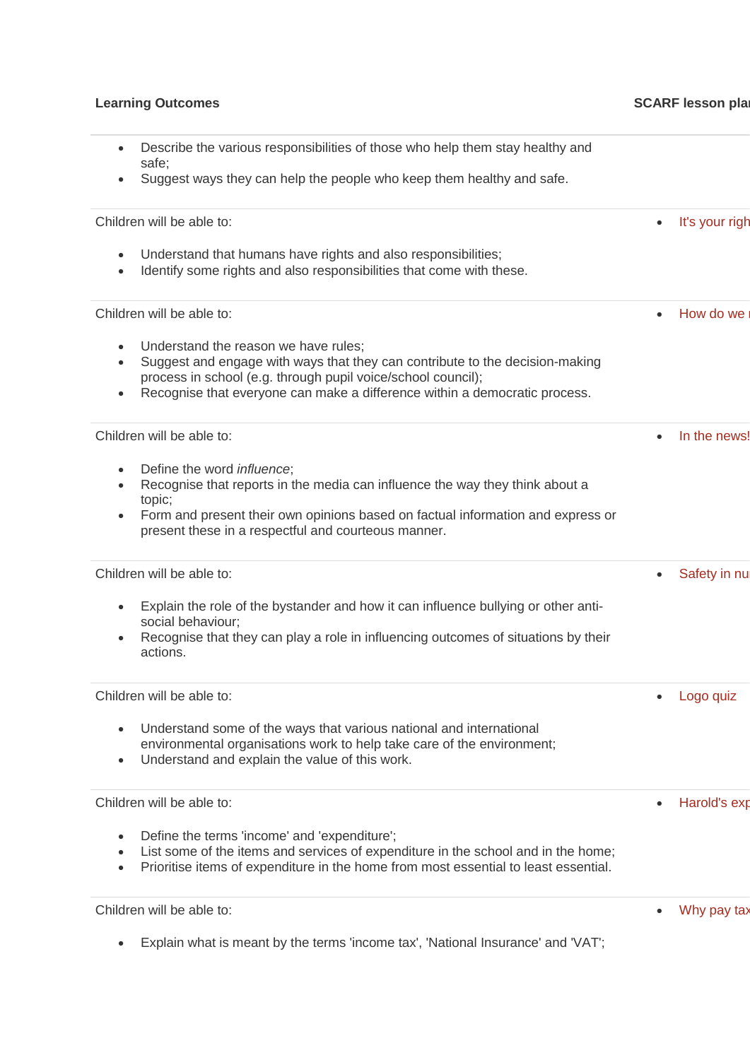| Learning Outcomes | SCARF lesson plar |
|---|---|
| • Describe the various responsibilities of those who help them stay healthy and safe;<br>• Suggest ways they can help the people who keep them healthy and safe. | |
| Children will be able to:<br><br>• Understand that humans have rights and also responsibilities;<br>• Identify some rights and also responsibilities that come with these. | • It's your righ |
| Children will be able to:<br><br>• Understand the reason we have rules;<br>• Suggest and engage with ways that they can contribute to the decision-making process in school (e.g. through pupil voice/school council);<br>• Recognise that everyone can make a difference within a democratic process. | • How do we r |
| Children will be able to:<br><br>• Define the word *influence*;<br>• Recognise that reports in the media can influence the way they think about a topic;<br>• Form and present their own opinions based on factual information and express or present these in a respectful and courteous manner. | • In the news! |
| Children will be able to:<br><br>• Explain the role of the bystander and how it can influence bullying or other anti-social behaviour;<br>• Recognise that they can play a role in influencing outcomes of situations by their actions. | • Safety in nu |
| Children will be able to:<br><br>• Understand some of the ways that various national and international environmental organisations work to help take care of the environment;<br>• Understand and explain the value of this work. | • Logo quiz |
| Children will be able to:<br><br>• Define the terms 'income' and 'expenditure';<br>• List some of the items and services of expenditure in the school and in the home;<br>• Prioritise items of expenditure in the home from most essential to least essential. | • Harold's exp |
| Children will be able to:<br><br>• Explain what is meant by the terms 'income tax', 'National Insurance' and 'VAT'; | • Why pay tax |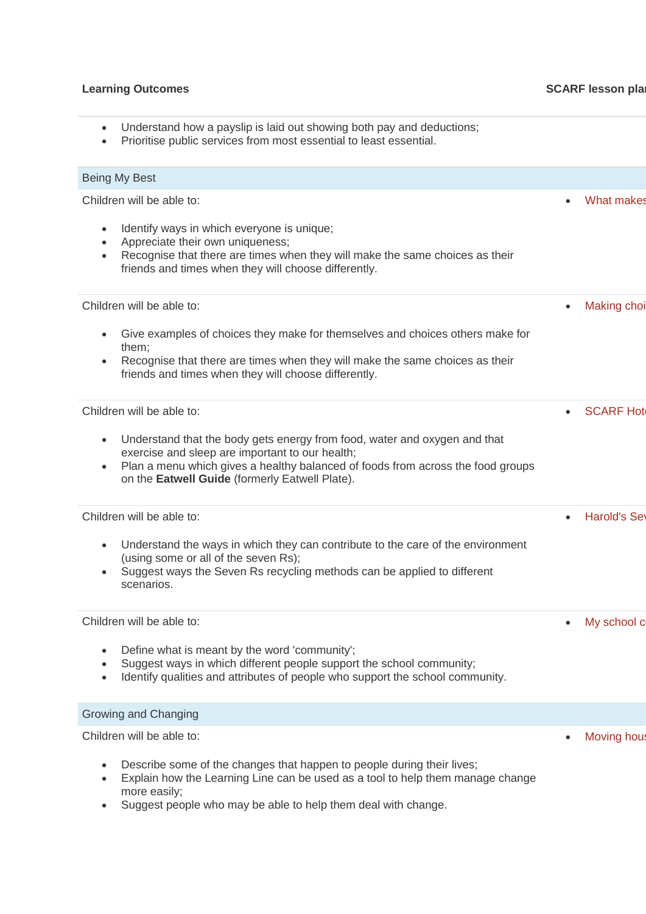| Learning Outcomes | SCARF lesson pla |
|---|---|
| <ul><li>Understand how a payslip is laid out showing both pay and deductions;</li><li>Prioritise public services from most essential to least essential.</li></ul> | |
| Being My Best | |
| Children will be able to:<ul><li>Identify ways in which everyone is unique;</li><li>Appreciate their own uniqueness;</li><li>Recognise that there are times when they will make the same choices as their friends and times when they will choose differently.</li></ul> | <ul><li>What makes</li></ul> |
| Children will be able to:<ul><li>Give examples of choices they make for themselves and choices others make for them;</li><li>Recognise that there are times when they will make the same choices as their friends and times when they will choose differently.</li></ul> | <ul><li>Making choi</li></ul> |
| Children will be able to:<ul><li>Understand that the body gets energy from food, water and oxygen and that exercise and sleep are important to our health;</li><li>Plan a menu which gives a healthy balanced of foods from across the food groups on the **Eatwell Guide** (formerly Eatwell Plate).</li></ul> | <ul><li>SCARF Hot</li></ul> |
| Children will be able to:<ul><li>Understand the ways in which they can contribute to the care of the environment (using some or all of the seven Rs);</li><li>Suggest ways the Seven Rs recycling methods can be applied to different scenarios.</li></ul> | <ul><li>Harold's Se</li></ul> |
| Children will be able to:<ul><li>Define what is meant by the word 'community';</li><li>Suggest ways in which different people support the school community;</li><li>Identify qualities and attributes of people who support the school community.</li></ul> | <ul><li>My school c</li></ul> |
| Growing and Changing | |
| Children will be able to:<ul><li>Describe some of the changes that happen to people during their lives;</li><li>Explain how the Learning Line can be used as a tool to help them manage change more easily;</li><li>Suggest people who may be able to help them deal with change.</li></ul> | <ul><li>Moving hou</li></ul> |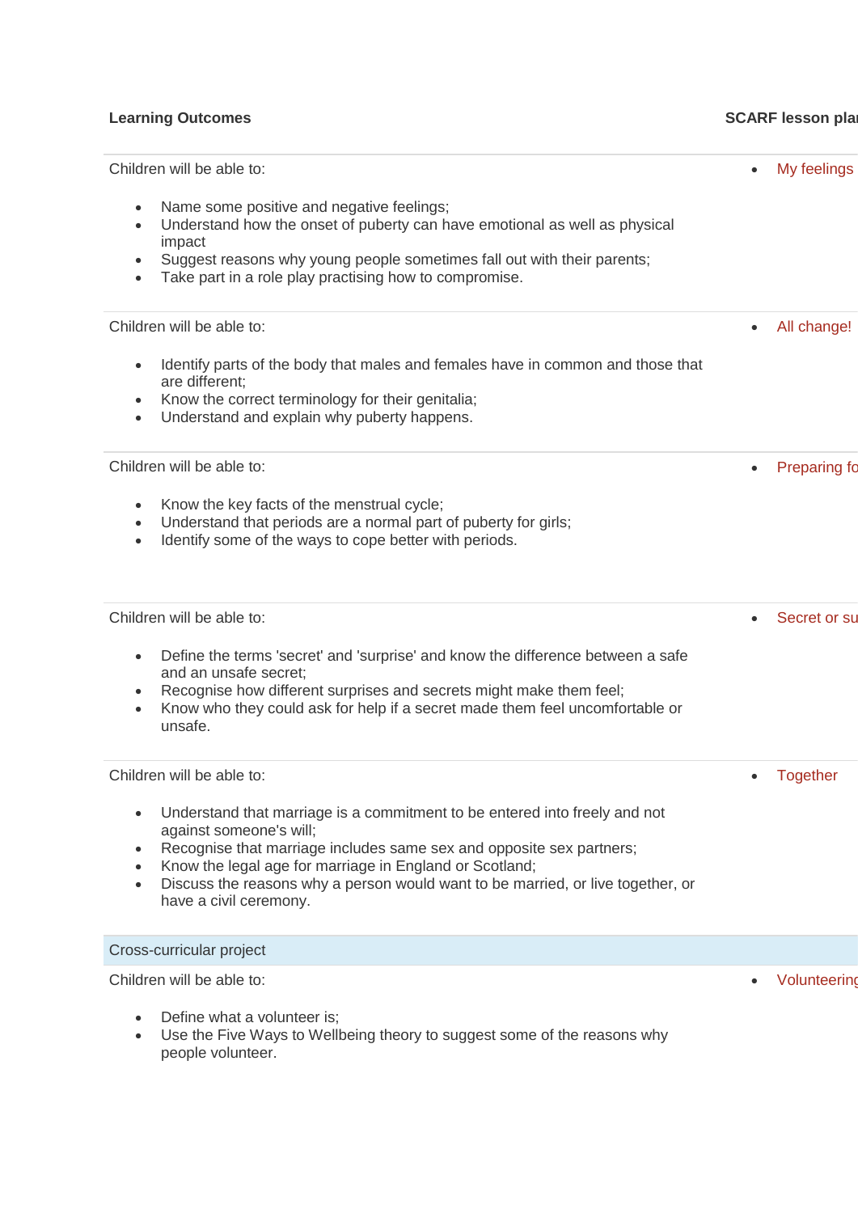| Learning Outcomes | SCARF lesson plan |
| --- | --- |
| Children will be able to:<br><br>- Name some positive and negative feelings;<br>- Understand how the onset of puberty can have emotional as well as physical impact<br>- Suggest reasons why young people sometimes fall out with their parents;<br>- Take part in a role play practising how to compromise. | - My feelings |
| Children will be able to:<br><br>- Identify parts of the body that males and females have in common and those that are different;<br>- Know the correct terminology for their genitalia;<br>- Understand and explain why puberty happens. | - All change! |
| Children will be able to:<br><br>- Know the key facts of the menstrual cycle;<br>- Understand that periods are a normal part of puberty for girls;<br>- Identify some of the ways to cope better with periods. | - Preparing fo |
| Children will be able to:<br><br>- Define the terms 'secret' and 'surprise' and know the difference between a safe and an unsafe secret;<br>- Recognise how different surprises and secrets might make them feel;<br>- Know who they could ask for help if a secret made them feel uncomfortable or unsafe. | - Secret or su |
| Children will be able to:<br><br>- Understand that marriage is a commitment to be entered into freely and not against someone's will;<br>- Recognise that marriage includes same sex and opposite sex partners;<br>- Know the legal age for marriage in England or Scotland;<br>- Discuss the reasons why a person would want to be married, or live together, or have a civil ceremony. | - Together |
| Cross-curricular project | |
| Children will be able to:<br><br>- Define what a volunteer is;<br>- Use the Five Ways to Wellbeing theory to suggest some of the reasons why people volunteer. | - Volunteering |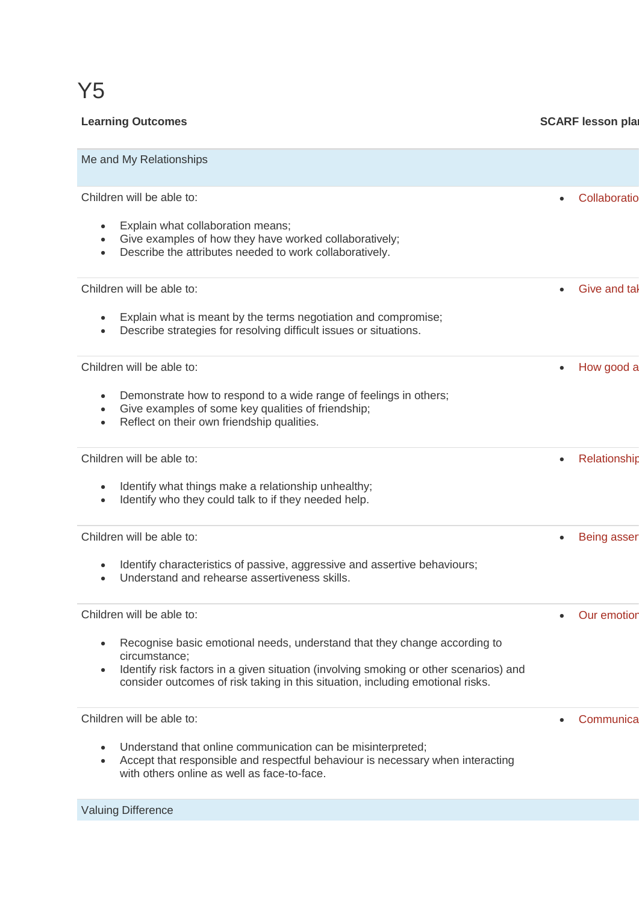# Y5

| Learning Outcomes | SCARF lesson plan |
|---|---|
| **Me and My Relationships** | |
| Children will be able to:<br><br>• Explain what collaboration means;<br>• Give examples of how they have worked collaboratively;<br>• Describe the attributes needed to work collaboratively. | • Collaboratio |
| Children will be able to:<br><br>• Explain what is meant by the terms negotiation and compromise;<br>• Describe strategies for resolving difficult issues or situations. | • Give and tak |
| Children will be able to:<br><br>• Demonstrate how to respond to a wide range of feelings in others;<br>• Give examples of some key qualities of friendship;<br>• Reflect on their own friendship qualities. | • How good a |
| Children will be able to:<br><br>• Identify what things make a relationship unhealthy;<br>• Identify who they could talk to if they needed help. | • Relationship |
| Children will be able to:<br><br>• Identify characteristics of passive, aggressive and assertive behaviours;<br>• Understand and rehearse assertiveness skills. | • Being asser |
| Children will be able to:<br><br>• Recognise basic emotional needs, understand that they change according to circumstance;<br>• Identify risk factors in a given situation (involving smoking or other scenarios) and consider outcomes of risk taking in this situation, including emotional risks. | • Our emotion |
| Children will be able to:<br><br>• Understand that online communication can be misinterpreted;<br>• Accept that responsible and respectful behaviour is necessary when interacting with others online as well as face-to-face. | • Communica |
| **Valuing Difference** | |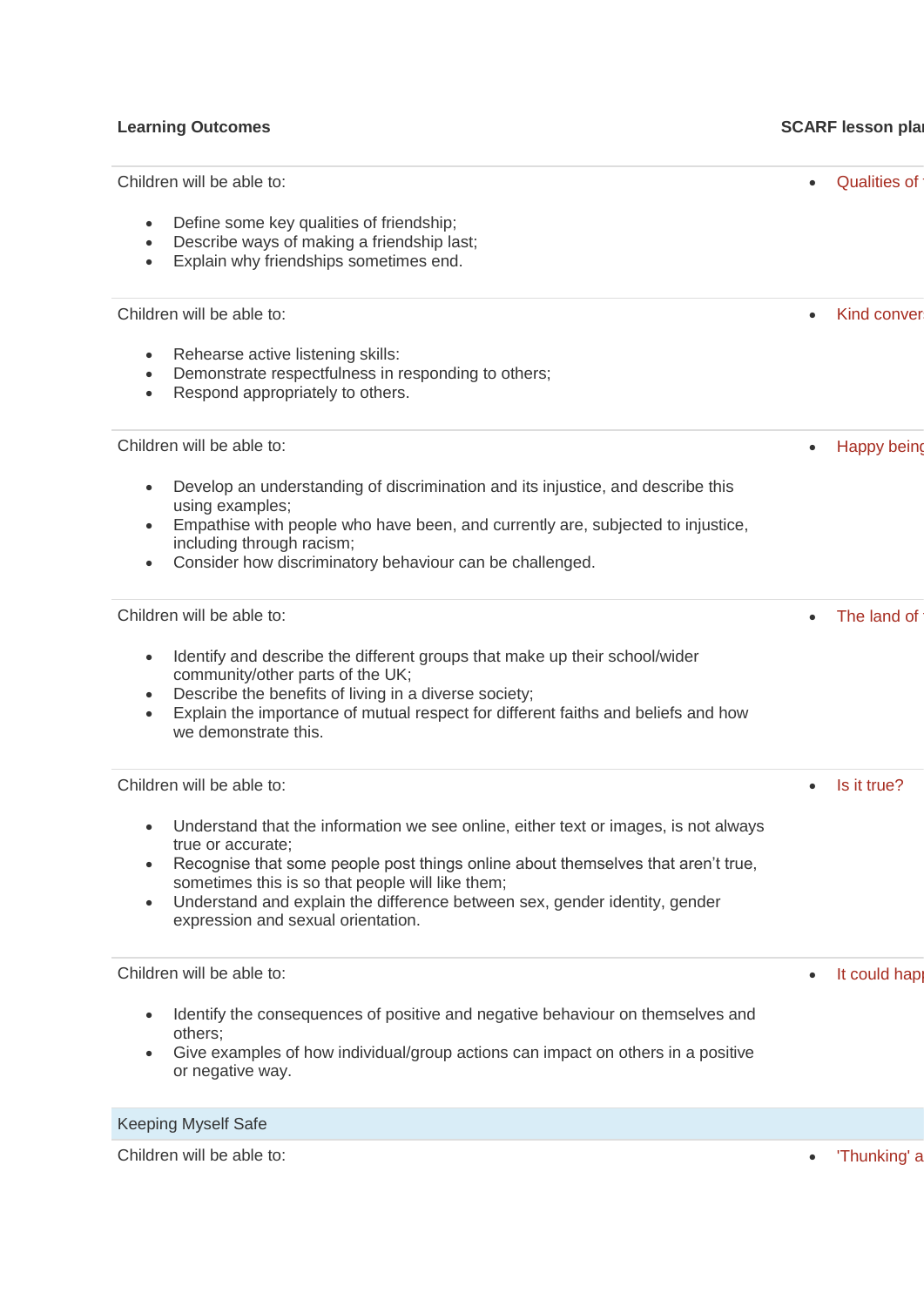| Learning Outcomes | SCARF lesson plar |
|---|---|
| Children will be able to:<br><br>- Define some key qualities of friendship;<br>- Describe ways of making a friendship last;<br>- Explain why friendships sometimes end. | - Qualities of |
| Children will be able to:<br><br>- Rehearse active listening skills:<br>- Demonstrate respectfulness in responding to others;<br>- Respond appropriately to others. | - Kind conver |
| Children will be able to:<br><br>- Develop an understanding of discrimination and its injustice, and describe this using examples;<br>- Empathise with people who have been, and currently are, subjected to injustice, including through racism;<br>- Consider how discriminatory behaviour can be challenged. | - Happy being |
| Children will be able to:<br><br>- Identify and describe the different groups that make up their school/wider community/other parts of the UK;<br>- Describe the benefits of living in a diverse society;<br>- Explain the importance of mutual respect for different faiths and beliefs and how we demonstrate this. | - The land of |
| Children will be able to:<br><br>- Understand that the information we see online, either text or images, is not always true or accurate;<br>- Recognise that some people post things online about themselves that aren't true, sometimes this is so that people will like them;<br>- Understand and explain the difference between sex, gender identity, gender expression and sexual orientation. | - Is it true? |
| Children will be able to:<br><br>- Identify the consequences of positive and negative behaviour on themselves and others;<br>- Give examples of how individual/group actions can impact on others in a positive or negative way. | - It could hap |
| Keeping Myself Safe | |
| Children will be able to: | - 'Thunking' a |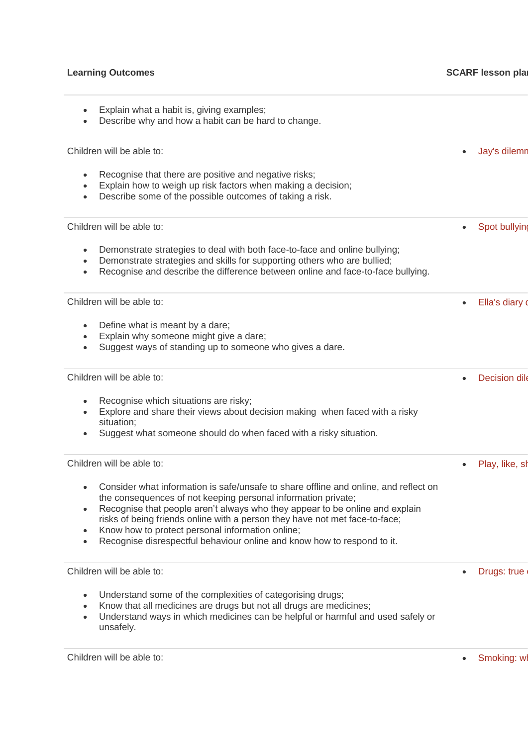| Learning Outcomes | SCARF lesson plan |
|---|---|
| • Explain what a habit is, giving examples;<br>• Describe why and how a habit can be hard to change. | |
| Children will be able to:<br><br>• Recognise that there are positive and negative risks;<br>• Explain how to weigh up risk factors when making a decision;<br>• Describe some of the possible outcomes of taking a risk. | • Jay's dilemm |
| Children will be able to:<br><br>• Demonstrate strategies to deal with both face-to-face and online bullying;<br>• Demonstrate strategies and skills for supporting others who are bullied;<br>• Recognise and describe the difference between online and face-to-face bullying. | • Spot bullying |
| Children will be able to:<br><br>• Define what is meant by a dare;<br>• Explain why someone might give a dare;<br>• Suggest ways of standing up to someone who gives a dare. | • Ella's diary c |
| Children will be able to:<br><br>• Recognise which situations are risky;<br>• Explore and share their views about decision making when faced with a risky situation;<br>• Suggest what someone should do when faced with a risky situation. | • Decision dile |
| Children will be able to:<br><br>• Consider what information is safe/unsafe to share offline and online, and reflect on the consequences of not keeping personal information private;<br>• Recognise that people aren't always who they appear to be online and explain risks of being friends online with a person they have not met face-to-face;<br>• Know how to protect personal information online;<br>• Recognise disrespectful behaviour online and know how to respond to it. | • Play, like, sh |
| Children will be able to:<br><br>• Understand some of the complexities of categorising drugs;<br>• Know that all medicines are drugs but not all drugs are medicines;<br>• Understand ways in which medicines can be helpful or harmful and used safely or unsafely. | • Drugs: true c |
| Children will be able to: | • Smoking: wh |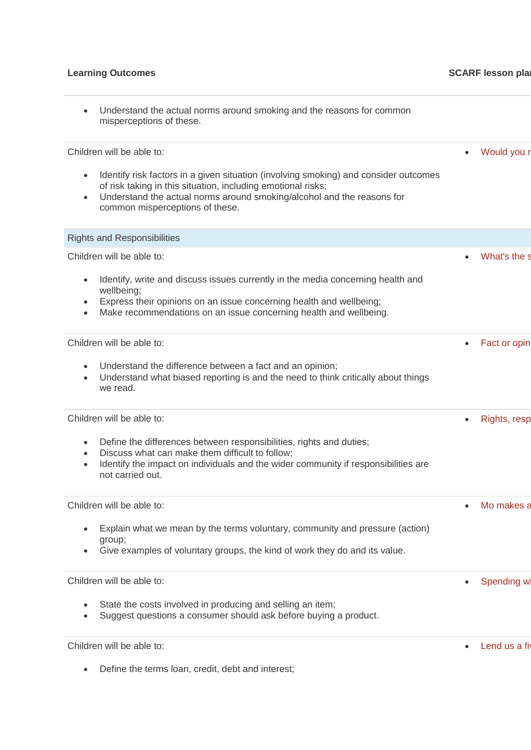| Learning Outcomes | SCARF lesson plan |
| --- | --- |
| • Understand the actual norms around smoking and the reasons for common misperceptions of these. | |
| Children will be able to:<br><br>• Identify risk factors in a given situation (involving smoking) and consider outcomes of risk taking in this situation, including emotional risks;<br>• Understand the actual norms around smoking/alcohol and the reasons for common misperceptions of these. | • Would you r |
| Rights and Responsibilities | |
| Children will be able to:<br><br>• Identify, write and discuss issues currently in the media concerning health and wellbeing;<br>• Express their opinions on an issue concerning health and wellbeing;<br>• Make recommendations on an issue concerning health and wellbeing. | • What's the s |
| Children will be able to:<br><br>• Understand the difference between a fact and an opinion;<br>• Understand what biased reporting is and the need to think critically about things we read. | • Fact or opin |
| Children will be able to:<br><br>• Define the differences between responsibilities, rights and duties;<br>• Discuss what can make them difficult to follow;<br>• Identify the impact on individuals and the wider community if responsibilities are not carried out. | • Rights, resp |
| Children will be able to:<br><br>• Explain what we mean by the terms voluntary, community and pressure (action) group;<br>• Give examples of voluntary groups, the kind of work they do and its value. | • Mo makes a |
| Children will be able to:<br><br>• State the costs involved in producing and selling an item;<br>• Suggest questions a consumer should ask before buying a product. | • Spending wi |
| Children will be able to:<br><br>• Define the terms loan, credit, debt and interest; | • Lend us a fi |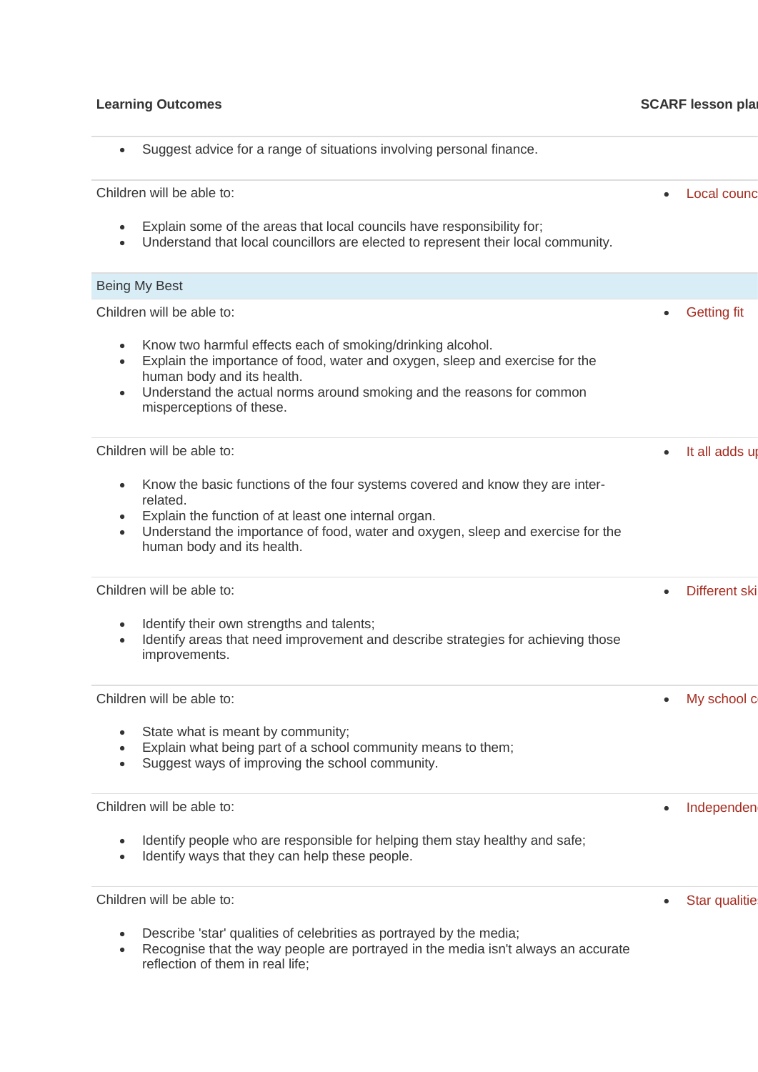| Learning Outcomes | SCARF lesson plan |
| --- | --- |
| • Suggest advice for a range of situations involving personal finance. | |
| Children will be able to:<br><br>• Explain some of the areas that local councils have responsibility for;<br>• Understand that local councillors are elected to represent their local community. | • Local counc |
| Being My Best | |
| Children will be able to:<br><br>• Know two harmful effects each of smoking/drinking alcohol.<br>• Explain the importance of food, water and oxygen, sleep and exercise for the human body and its health.<br>• Understand the actual norms around smoking and the reasons for common misperceptions of these. | • Getting fit |
| Children will be able to:<br><br>• Know the basic functions of the four systems covered and know they are inter-related.<br>• Explain the function of at least one internal organ.<br>• Understand the importance of food, water and oxygen, sleep and exercise for the human body and its health. | • It all adds up |
| Children will be able to:<br><br>• Identify their own strengths and talents;<br>• Identify areas that need improvement and describe strategies for achieving those improvements. | • Different ski |
| Children will be able to:<br><br>• State what is meant by community;<br>• Explain what being part of a school community means to them;<br>• Suggest ways of improving the school community. | • My school c |
| Children will be able to:<br><br>• Identify people who are responsible for helping them stay healthy and safe;<br>• Identify ways that they can help these people. | • Independen |
| Children will be able to:<br><br>• Describe 'star' qualities of celebrities as portrayed by the media;<br>• Recognise that the way people are portrayed in the media isn't always an accurate reflection of them in real life; | • Star qualitie |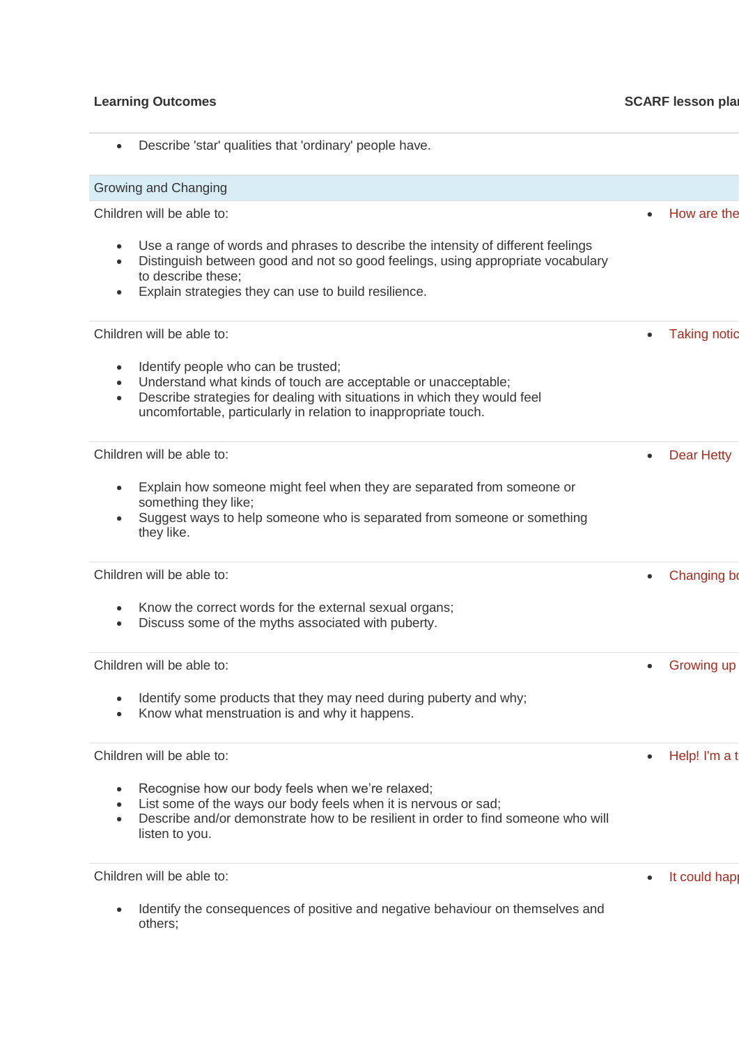| Learning Outcomes | SCARF lesson pla |
|---|---|
| • Describe 'star' qualities that 'ordinary' people have. | |
| **Growing and Changing** | |
| Children will be able to:<br><br>• Use a range of words and phrases to describe the intensity of different feelings<br>• Distinguish between good and not so good feelings, using appropriate vocabulary to describe these;<br>• Explain strategies they can use to build resilience. | • How are the |
| Children will be able to:<br><br>• Identify people who can be trusted;<br>• Understand what kinds of touch are acceptable or unacceptable;<br>• Describe strategies for dealing with situations in which they would feel uncomfortable, particularly in relation to inappropriate touch. | • Taking notic |
| Children will be able to:<br><br>• Explain how someone might feel when they are separated from someone or something they like;<br>• Suggest ways to help someone who is separated from someone or something they like. | • Dear Hetty |
| Children will be able to:<br><br>• Know the correct words for the external sexual organs;<br>• Discuss some of the myths associated with puberty. | • Changing bo |
| Children will be able to:<br><br>• Identify some products that they may need during puberty and why;<br>• Know what menstruation is and why it happens. | • Growing up |
| Children will be able to:<br><br>• Recognise how our body feels when we're relaxed;<br>• List some of the ways our body feels when it is nervous or sad;<br>• Describe and/or demonstrate how to be resilient in order to find someone who will listen to you. | • Help! I'm a t |
| Children will be able to:<br><br>• Identify the consequences of positive and negative behaviour on themselves and others; | • It could hap |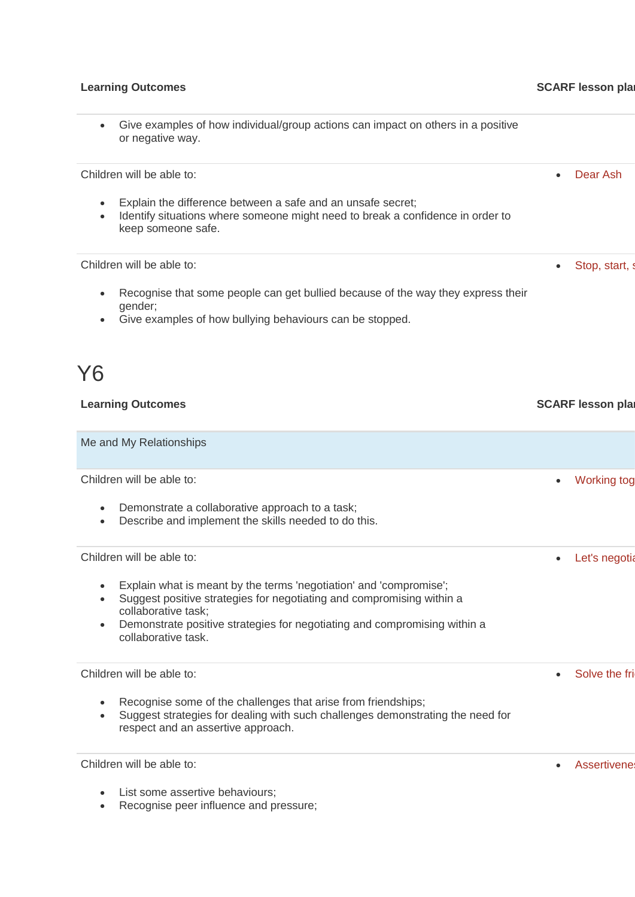| Learning Outcomes | SCARF lesson plan |
|---|---|
| <ul><li>Give examples of how individual/group actions can impact on others in a positive or negative way.</li></ul> | |
| Children will be able to:<ul><li>Explain the difference between a safe and an unsafe secret;</li><li>Identify situations where someone might need to break a confidence in order to keep someone safe.</li></ul> | <ul><li>Dear Ash</li></ul> |
| Children will be able to:<ul><li>Recognise that some people can get bullied because of the way they express their gender;</li><li>Give examples of how bullying behaviours can be stopped.</li></ul> | <ul><li>Stop, start, s</li></ul> |

# Y6

| Learning Outcomes | SCARF lesson plan |
|---|---|
| Me and My Relationships | |
| Children will be able to:<ul><li>Demonstrate a collaborative approach to a task;</li><li>Describe and implement the skills needed to do this.</li></ul> | <ul><li>Working tog</li></ul> |
| Children will be able to:<ul><li>Explain what is meant by the terms 'negotiation' and 'compromise';</li><li>Suggest positive strategies for negotiating and compromising within a collaborative task;</li><li>Demonstrate positive strategies for negotiating and compromising within a collaborative task.</li></ul> | <ul><li>Let's negotia</li></ul> |
| Children will be able to:<ul><li>Recognise some of the challenges that arise from friendships;</li><li>Suggest strategies for dealing with such challenges demonstrating the need for respect and an assertive approach.</li></ul> | <ul><li>Solve the fri</li></ul> |
| Children will be able to:<ul><li>List some assertive behaviours;</li><li>Recognise peer influence and pressure;</li></ul> | <ul><li>Assertivenes</li></ul> |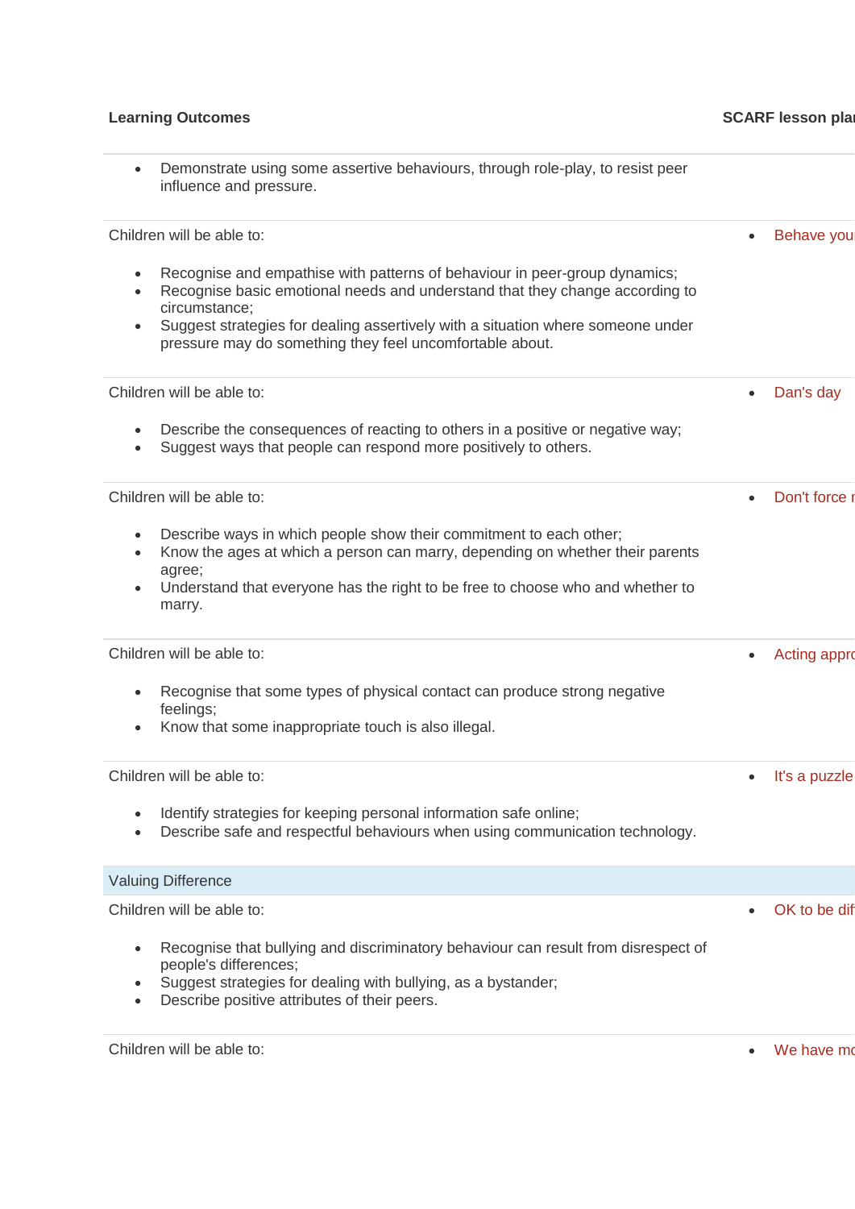| Learning Outcomes | SCARF lesson plar |
| --- | --- |
| • Demonstrate using some assertive behaviours, through role-play, to resist peer influence and pressure. | |
| Children will be able to:<br><br>• Recognise and empathise with patterns of behaviour in peer-group dynamics;<br>• Recognise basic emotional needs and understand that they change according to circumstance;<br>• Suggest strategies for dealing assertively with a situation where someone under pressure may do something they feel uncomfortable about. | • Behave you |
| Children will be able to:<br><br>• Describe the consequences of reacting to others in a positive or negative way;<br>• Suggest ways that people can respond more positively to others. | • Dan's day |
| Children will be able to:<br><br>• Describe ways in which people show their commitment to each other;<br>• Know the ages at which a person can marry, depending on whether their parents agree;<br>• Understand that everyone has the right to be free to choose who and whether to marry. | • Don't force r |
| Children will be able to:<br><br>• Recognise that some types of physical contact can produce strong negative feelings;<br>• Know that some inappropriate touch is also illegal. | • Acting appro |
| Children will be able to:<br><br>• Identify strategies for keeping personal information safe online;<br>• Describe safe and respectful behaviours when using communication technology. | • It's a puzzle |
| **Valuing Difference** | |
| Children will be able to:<br><br>• Recognise that bullying and discriminatory behaviour can result from disrespect of people's differences;<br>• Suggest strategies for dealing with bullying, as a bystander;<br>• Describe positive attributes of their peers. | • OK to be dif |
| Children will be able to: | • We have mo |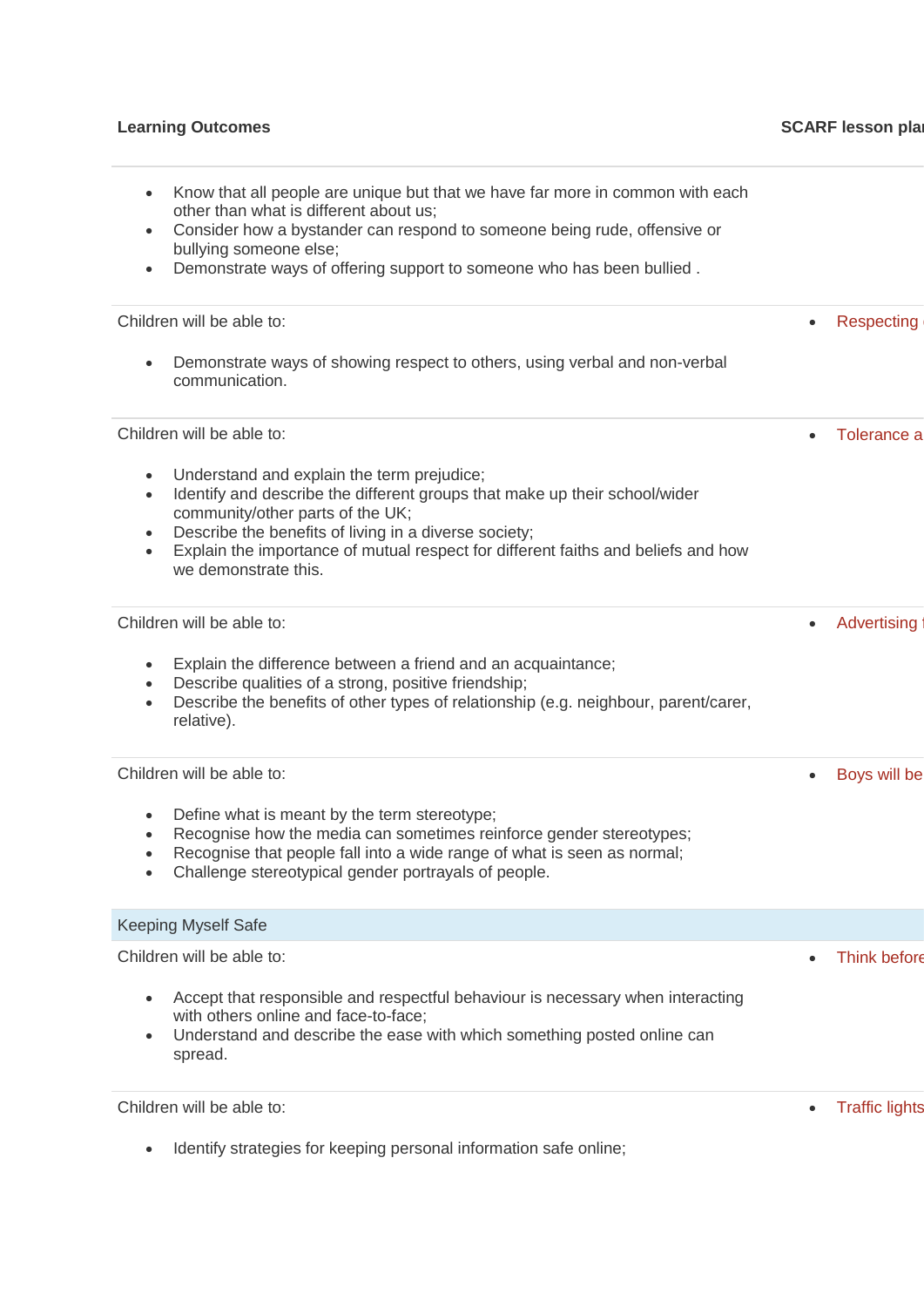| Learning Outcomes | SCARF lesson plan |
| --- | --- |
| • Know that all people are unique but that we have far more in common with each other than what is different about us;<br>• Consider how a bystander can respond to someone being rude, offensive or bullying someone else;<br>• Demonstrate ways of offering support to someone who has been bullied . | |
| Children will be able to:<br><br>• Demonstrate ways of showing respect to others, using verbal and non-verbal communication. | • Respecting |
| Children will be able to:<br><br>• Understand and explain the term prejudice;<br>• Identify and describe the different groups that make up their school/wider community/other parts of the UK;<br>• Describe the benefits of living in a diverse society;<br>• Explain the importance of mutual respect for different faiths and beliefs and how we demonstrate this. | • Tolerance a |
| Children will be able to:<br><br>• Explain the difference between a friend and an acquaintance;<br>• Describe qualities of a strong, positive friendship;<br>• Describe the benefits of other types of relationship (e.g. neighbour, parent/carer, relative). | • Advertising |
| Children will be able to:<br><br>• Define what is meant by the term stereotype;<br>• Recognise how the media can sometimes reinforce gender stereotypes;<br>• Recognise that people fall into a wide range of what is seen as normal;<br>• Challenge stereotypical gender portrayals of people. | • Boys will be |
| **Keeping Myself Safe** | |
| Children will be able to:<br><br>• Accept that responsible and respectful behaviour is necessary when interacting with others online and face-to-face;<br>• Understand and describe the ease with which something posted online can spread. | • Think before |
| Children will be able to:<br><br>• Identify strategies for keeping personal information safe online; | • Traffic lights |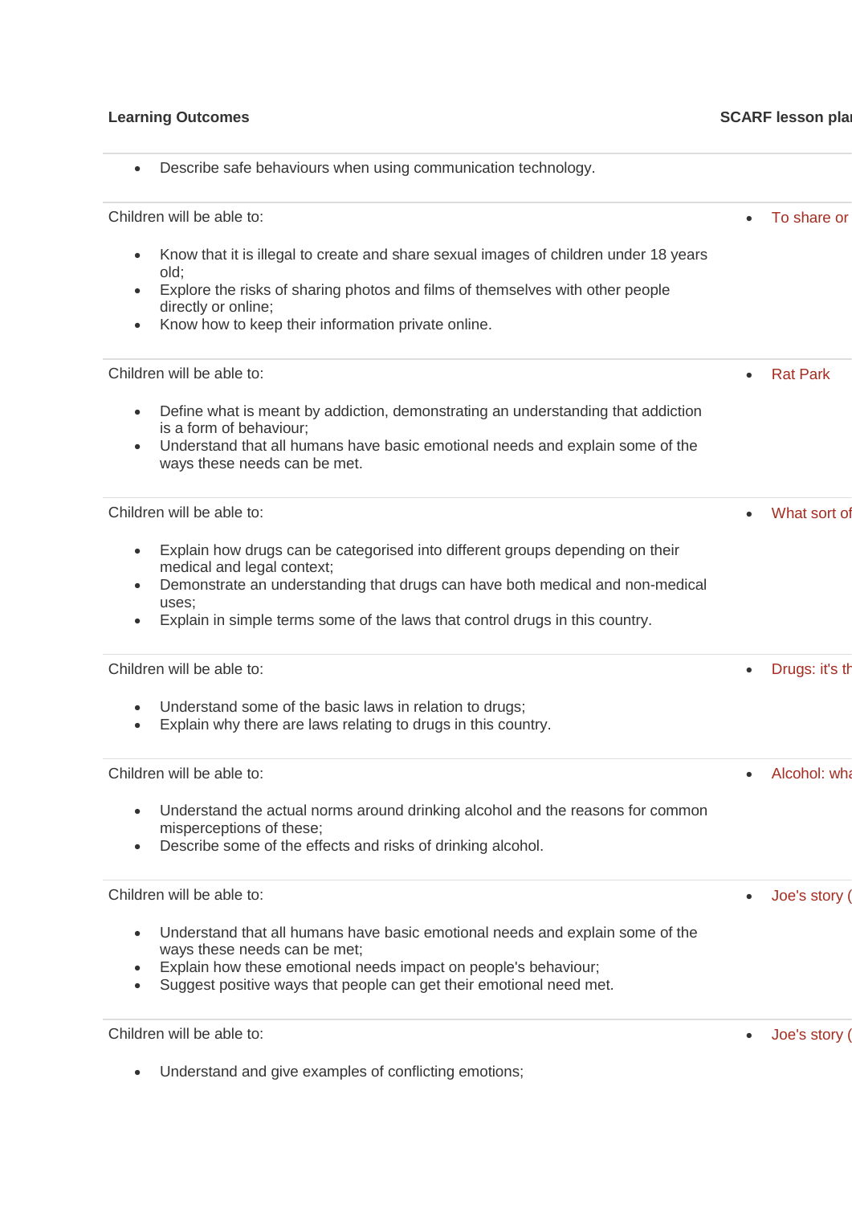| Learning Outcomes | SCARF lesson plan |
| --- | --- |
| • Describe safe behaviours when using communication technology. | |
| Children will be able to:<br><br>• Know that it is illegal to create and share sexual images of children under 18 years old;<br>• Explore the risks of sharing photos and films of themselves with other people directly or online;<br>• Know how to keep their information private online. | • To share or |
| Children will be able to:<br><br>• Define what is meant by addiction, demonstrating an understanding that addiction is a form of behaviour;<br>• Understand that all humans have basic emotional needs and explain some of the ways these needs can be met. | • Rat Park |
| Children will be able to:<br><br>• Explain how drugs can be categorised into different groups depending on their medical and legal context;<br>• Demonstrate an understanding that drugs can have both medical and non-medical uses;<br>• Explain in simple terms some of the laws that control drugs in this country. | • What sort of |
| Children will be able to:<br><br>• Understand some of the basic laws in relation to drugs;<br>• Explain why there are laws relating to drugs in this country. | • Drugs: it's th |
| Children will be able to:<br><br>• Understand the actual norms around drinking alcohol and the reasons for common misperceptions of these;<br>• Describe some of the effects and risks of drinking alcohol. | • Alcohol: wha |
| Children will be able to:<br><br>• Understand that all humans have basic emotional needs and explain some of the ways these needs can be met;<br>• Explain how these emotional needs impact on people's behaviour;<br>• Suggest positive ways that people can get their emotional need met. | • Joe's story ( |
| Children will be able to:<br><br>• Understand and give examples of conflicting emotions; | • Joe's story ( |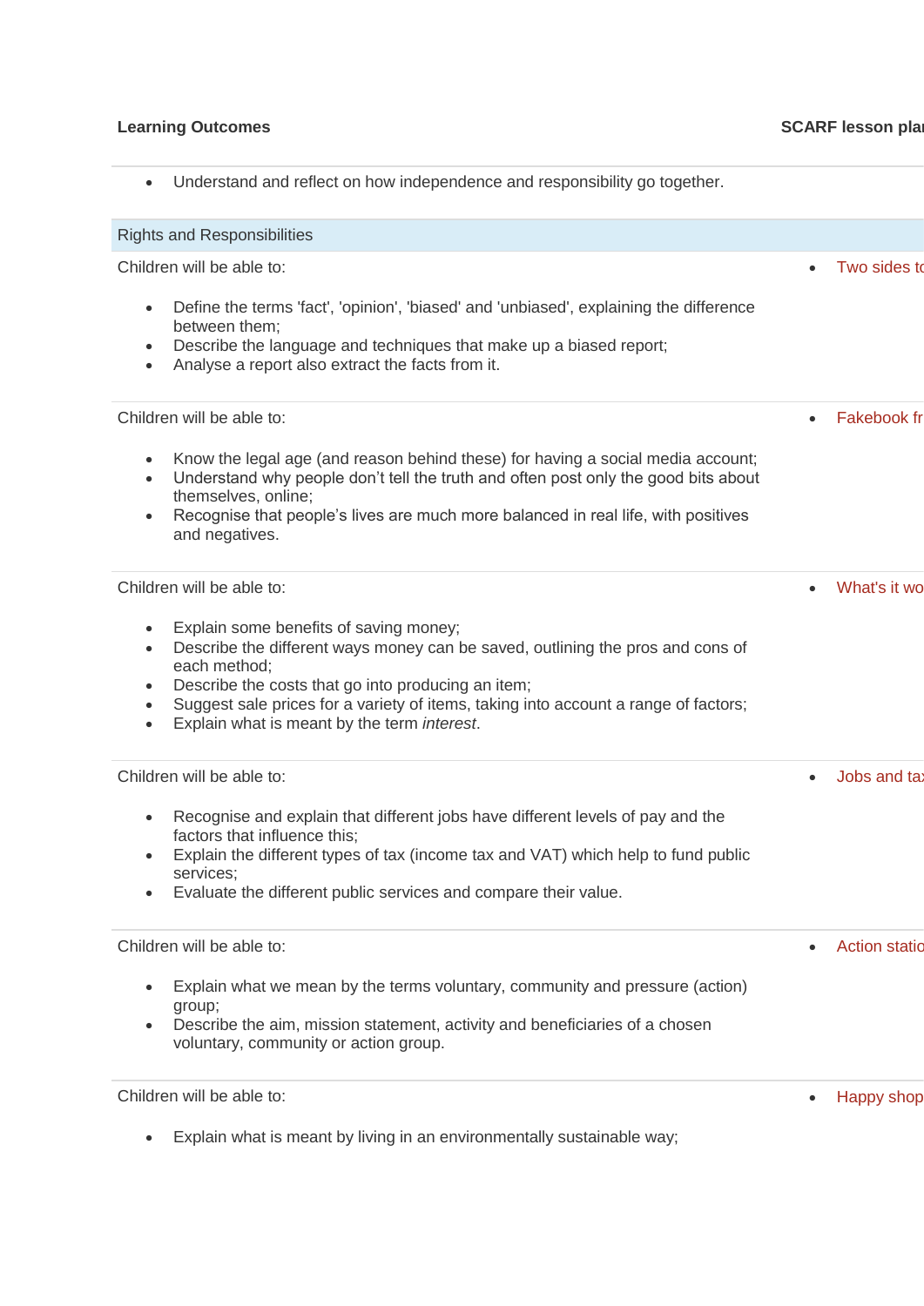| Learning Outcomes | SCARF lesson plan |
|---|---|
| • Understand and reflect on how independence and responsibility go together. | |
| **Rights and Responsibilities** | |
| Children will be able to:<br><br>• Define the terms 'fact', 'opinion', 'biased' and 'unbiased', explaining the difference between them;<br>• Describe the language and techniques that make up a biased report;<br>• Analyse a report also extract the facts from it. | • Two sides to |
| Children will be able to:<br><br>• Know the legal age (and reason behind these) for having a social media account;<br>• Understand why people don't tell the truth and often post only the good bits about themselves, online;<br>• Recognise that people's lives are much more balanced in real life, with positives and negatives. | • Fakebook fr |
| Children will be able to:<br><br>• Explain some benefits of saving money;<br>• Describe the different ways money can be saved, outlining the pros and cons of each method;<br>• Describe the costs that go into producing an item;<br>• Suggest sale prices for a variety of items, taking into account a range of factors;<br>• Explain what is meant by the term *interest*. | • What's it wo |
| Children will be able to:<br><br>• Recognise and explain that different jobs have different levels of pay and the factors that influence this;<br>• Explain the different types of tax (income tax and VAT) which help to fund public services;<br>• Evaluate the different public services and compare their value. | • Jobs and ta |
| Children will be able to:<br><br>• Explain what we mean by the terms voluntary, community and pressure (action) group;<br>• Describe the aim, mission statement, activity and beneficiaries of a chosen voluntary, community or action group. | • Action statio |
| Children will be able to:<br><br>• Explain what is meant by living in an environmentally sustainable way; | • Happy shop |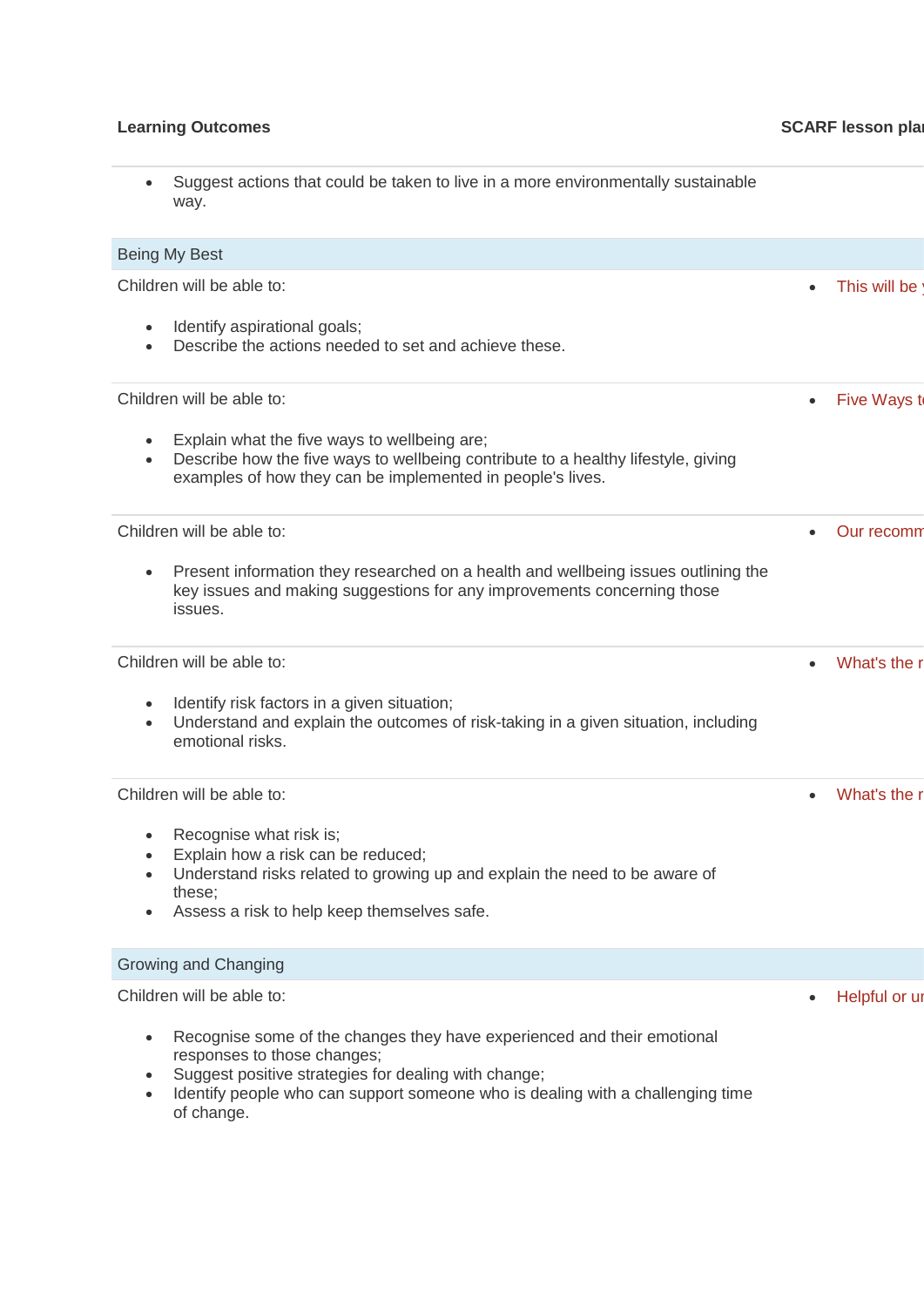| Learning Outcomes | SCARF lesson plan |
|---|---|
| <ul><li>Suggest actions that could be taken to live in a more environmentally sustainable way.</li></ul> | |
| **Being My Best** | |
| Children will be able to:<ul><li>Identify aspirational goals;</li><li>Describe the actions needed to set and achieve these.</li></ul> | <ul><li>This will be y</li></ul> |
| Children will be able to:<ul><li>Explain what the five ways to wellbeing are;</li><li>Describe how the five ways to wellbeing contribute to a healthy lifestyle, giving examples of how they can be implemented in people's lives.</li></ul> | <ul><li>Five Ways t</li></ul> |
| Children will be able to:<ul><li>Present information they researched on a health and wellbeing issues outlining the key issues and making suggestions for any improvements concerning those issues.</li></ul> | <ul><li>Our recomm</li></ul> |
| Children will be able to:<ul><li>Identify risk factors in a given situation;</li><li>Understand and explain the outcomes of risk-taking in a given situation, including emotional risks.</li></ul> | <ul><li>What's the r</li></ul> |
| Children will be able to:<ul><li>Recognise what risk is;</li><li>Explain how a risk can be reduced;</li><li>Understand risks related to growing up and explain the need to be aware of these;</li><li>Assess a risk to help keep themselves safe.</li></ul> | <ul><li>What's the r</li></ul> |
| **Growing and Changing** | |
| Children will be able to:<ul><li>Recognise some of the changes they have experienced and their emotional responses to those changes;</li><li>Suggest positive strategies for dealing with change;</li><li>Identify people who can support someone who is dealing with a challenging time of change.</li></ul> | <ul><li>Helpful or u</li></ul> |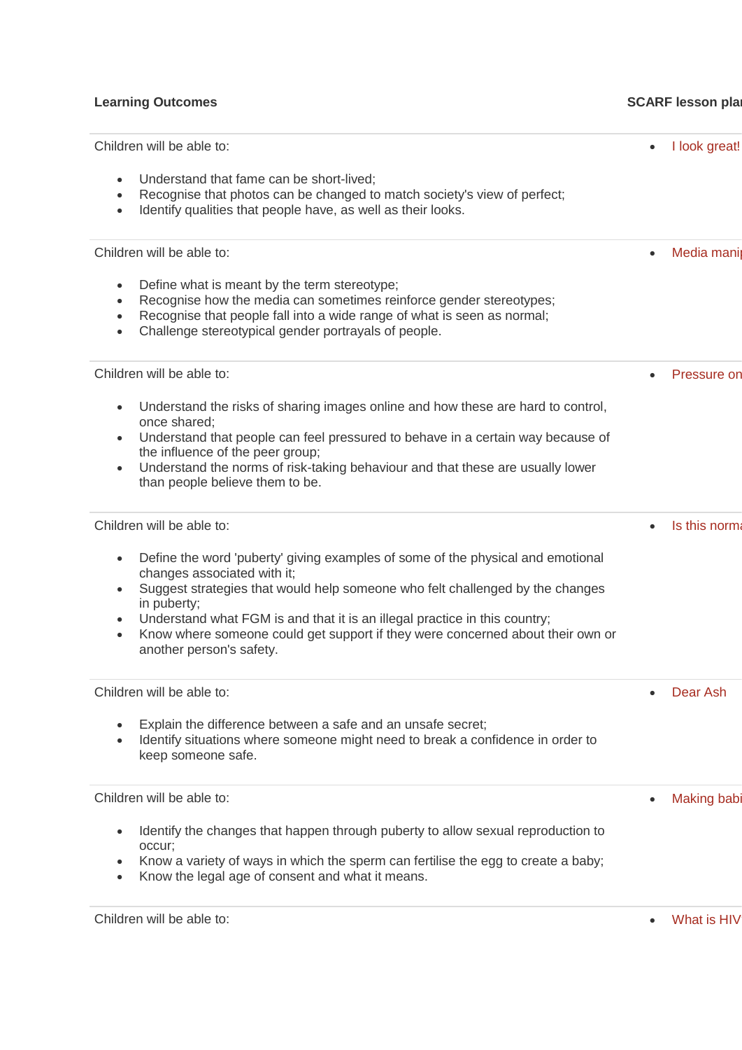| Learning Outcomes | SCARF lesson plan |
| --- | --- |
| Children will be able to:<br><br>• Understand that fame can be short-lived;<br>• Recognise that photos can be changed to match society's view of perfect;<br>• Identify qualities that people have, as well as their looks. | • I look great! |
| Children will be able to:<br><br>• Define what is meant by the term stereotype;<br>• Recognise how the media can sometimes reinforce gender stereotypes;<br>• Recognise that people fall into a wide range of what is seen as normal;<br>• Challenge stereotypical gender portrayals of people. | • Media mani |
| Children will be able to:<br><br>• Understand the risks of sharing images online and how these are hard to control, once shared;<br>• Understand that people can feel pressured to behave in a certain way because of the influence of the peer group;<br>• Understand the norms of risk-taking behaviour and that these are usually lower than people believe them to be. | • Pressure on |
| Children will be able to:<br><br>• Define the word 'puberty' giving examples of some of the physical and emotional changes associated with it;<br>• Suggest strategies that would help someone who felt challenged by the changes in puberty;<br>• Understand what FGM is and that it is an illegal practice in this country;<br>• Know where someone could get support if they were concerned about their own or another person's safety. | • Is this norma |
| Children will be able to:<br><br>• Explain the difference between a safe and an unsafe secret;<br>• Identify situations where someone might need to break a confidence in order to keep someone safe. | • Dear Ash |
| Children will be able to:<br><br>• Identify the changes that happen through puberty to allow sexual reproduction to occur;<br>• Know a variety of ways in which the sperm can fertilise the egg to create a baby;<br>• Know the legal age of consent and what it means. | • Making babi |
| Children will be able to: | • What is HIV |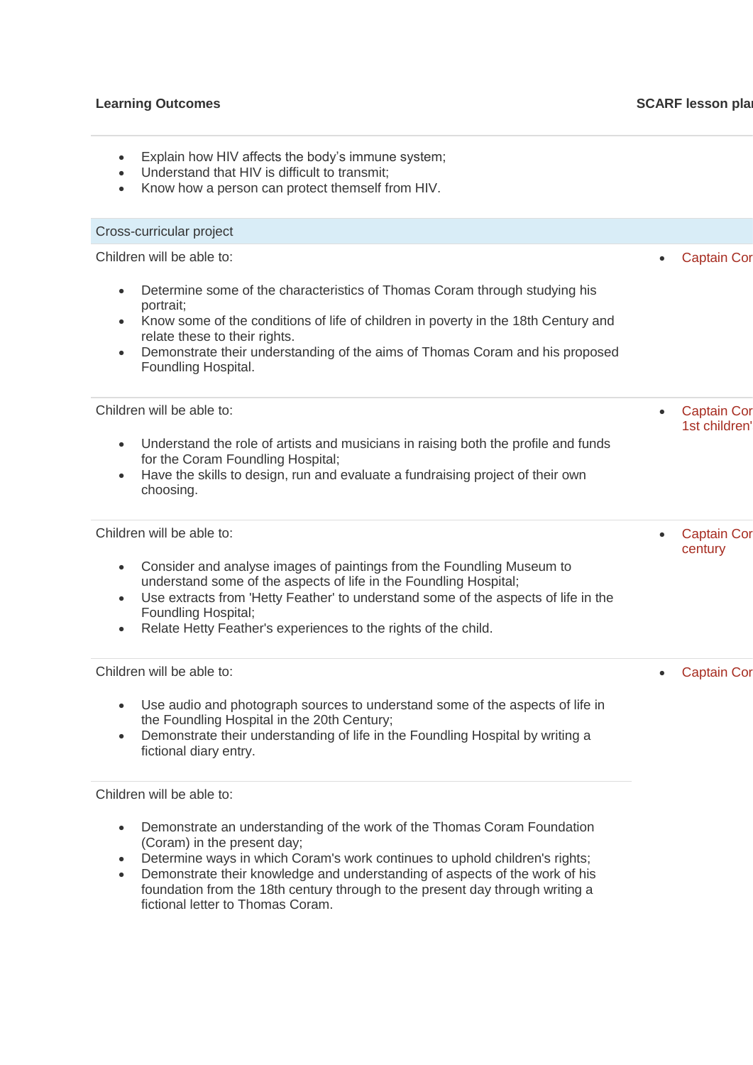| Learning Outcomes | SCARF lesson plan |
|---|---|
| <ul><li>Explain how HIV affects the body's immune system;</li><li>Understand that HIV is difficult to transmit;</li><li>Know how a person can protect themself from HIV.</li></ul> | |
| Cross-curricular project | |
| Children will be able to:<ul><li>Determine some of the characteristics of Thomas Coram through studying his portrait;</li><li>Know some of the conditions of life of children in poverty in the 18th Century and relate these to their rights.</li><li>Demonstrate their understanding of the aims of Thomas Coram and his proposed Foundling Hospital.</li></ul> | <ul><li>Captain Cor</li></ul> |
| Children will be able to:<ul><li>Understand the role of artists and musicians in raising both the profile and funds for the Coram Foundling Hospital;</li><li>Have the skills to design, run and evaluate a fundraising project of their own choosing.</li></ul> | <ul><li>Captain Cor 1st children'</li></ul> |
| Children will be able to:<ul><li>Consider and analyse images of paintings from the Foundling Museum to understand some of the aspects of life in the Foundling Hospital;</li><li>Use extracts from 'Hetty Feather' to understand some of the aspects of life in the Foundling Hospital;</li><li>Relate Hetty Feather's experiences to the rights of the child.</li></ul> | <ul><li>Captain Cor century</li></ul> |
| Children will be able to:<ul><li>Use audio and photograph sources to understand some of the aspects of life in the Foundling Hospital in the 20th Century;</li><li>Demonstrate their understanding of life in the Foundling Hospital by writing a fictional diary entry.</li></ul> | <ul><li>Captain Cor</li></ul> |
| Children will be able to:<ul><li>Demonstrate an understanding of the work of the Thomas Coram Foundation (Coram) in the present day;</li><li>Determine ways in which Coram's work continues to uphold children's rights;</li><li>Demonstrate their knowledge and understanding of aspects of the work of his foundation from the 18th century through to the present day through writing a fictional letter to Thomas Coram.</li></ul> | |